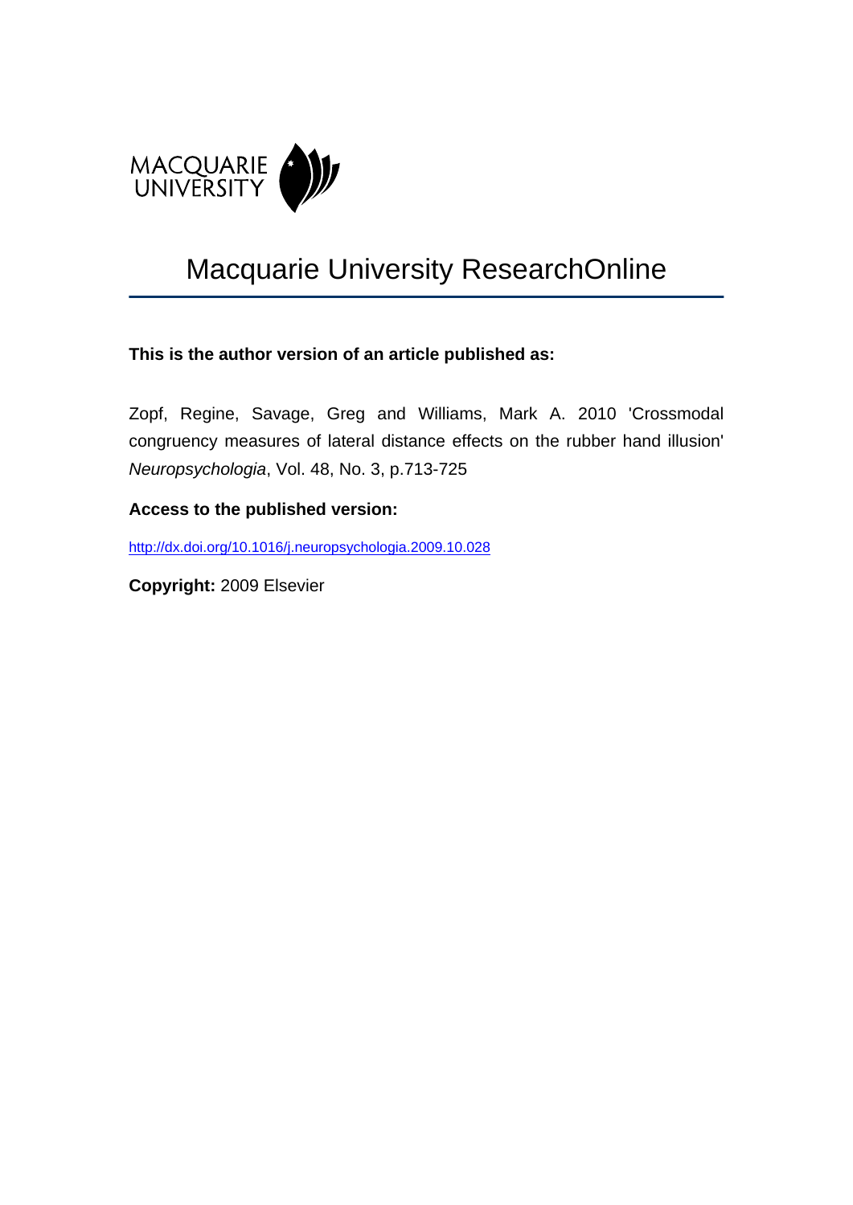MACQUARIE UNIVERSITY

# Macquarie University ResearchOnline

**This is the author version of an article published as:**

Zopf, Regine, Savage, Greg and Williams, Mark A. 2010 'Crossmodal congruency measures of lateral distance effects on the rubber hand illusion' *Neuropsychologia*, Vol. 48, No. 3, p.713-725

**Access to the published version:**

http://dx.doi.org/10.1016/j.neuropsychologia.2009.10.028

**Copyright:** 2009 Elsevier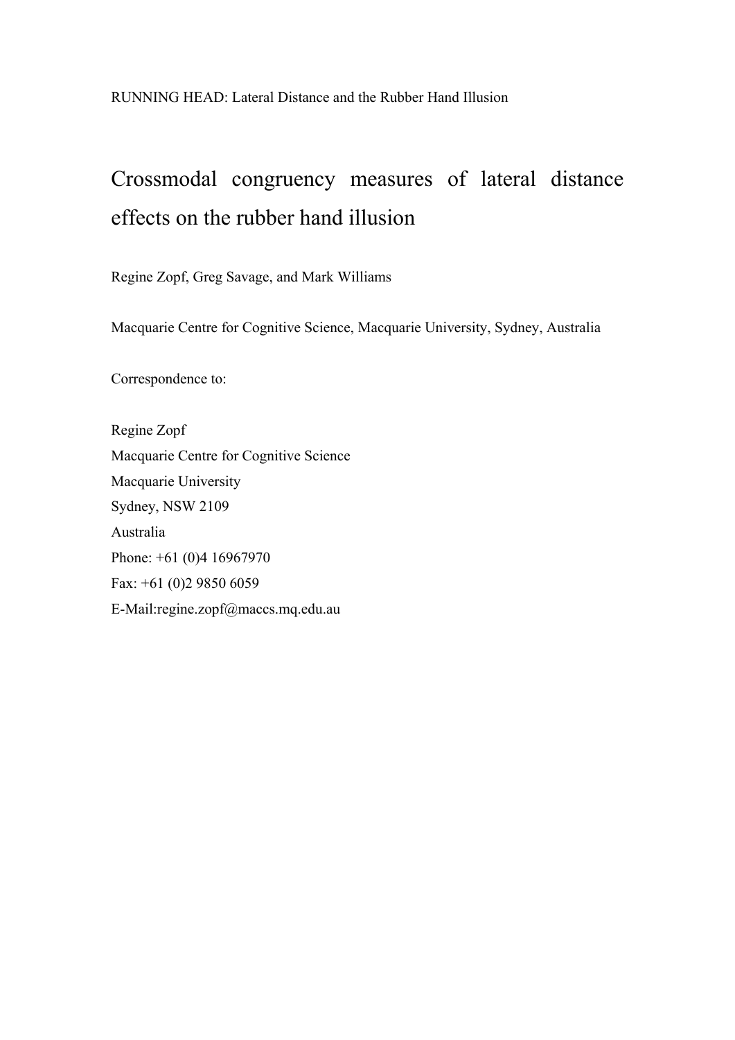RUNNING HEAD: Lateral Distance and the Rubber Hand Illusion

# Crossmodal congruency measures of lateral distance effects on the rubber hand illusion

Regine Zopf, Greg Savage, and Mark Williams

Macquarie Centre for Cognitive Science, Macquarie University, Sydney, Australia

Correspondence to:

Regine Zopf
Macquarie Centre for Cognitive Science
Macquarie University
Sydney, NSW 2109
Australia
Phone: +61 (0)4 16967970
Fax: +61 (0)2 9850 6059
E-Mail:regine.zopf@maccs.mq.edu.au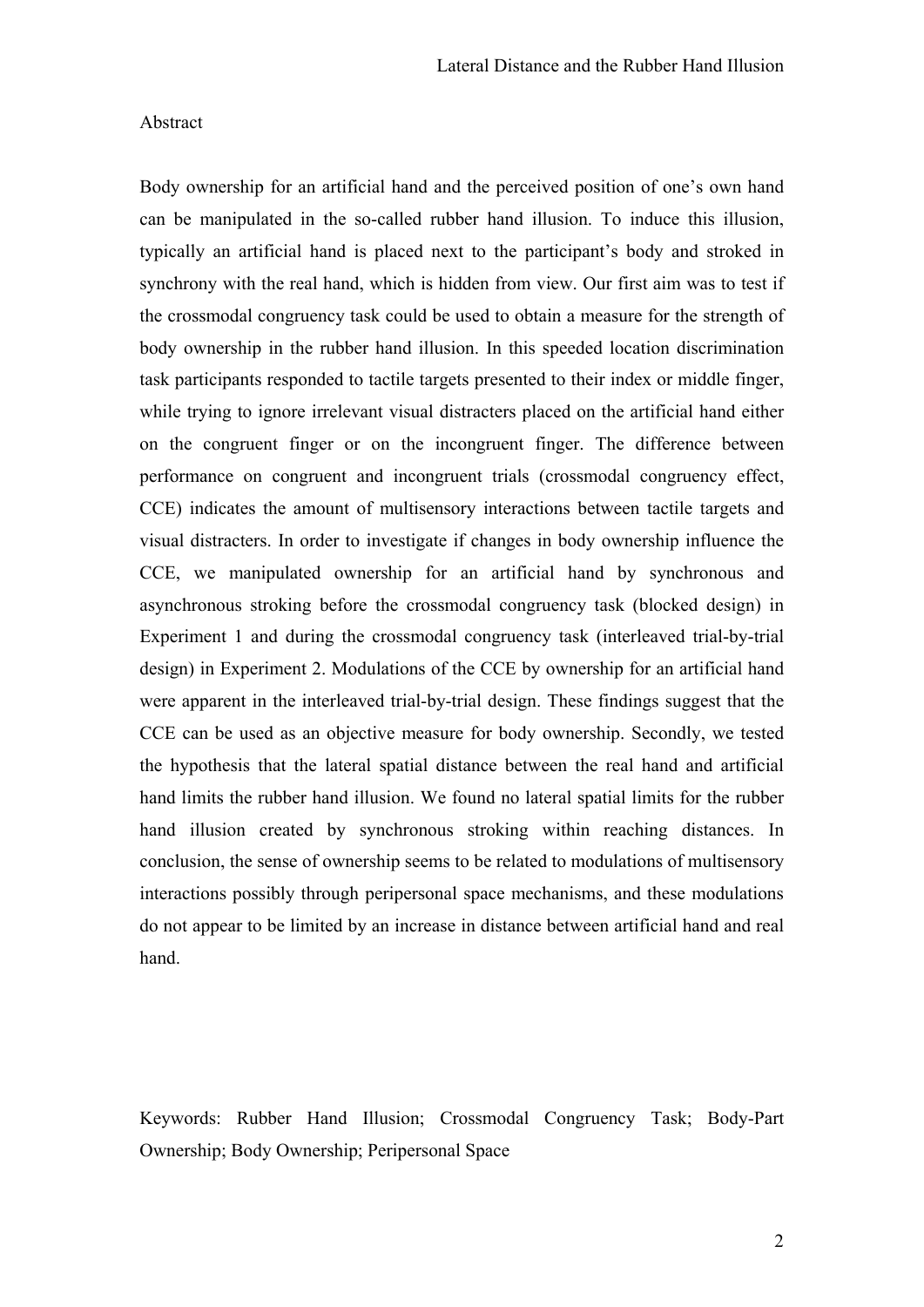## Abstract

Body ownership for an artificial hand and the perceived position of one's own hand can be manipulated in the so-called rubber hand illusion. To induce this illusion, typically an artificial hand is placed next to the participant's body and stroked in synchrony with the real hand, which is hidden from view. Our first aim was to test if the crossmodal congruency task could be used to obtain a measure for the strength of body ownership in the rubber hand illusion. In this speeded location discrimination task participants responded to tactile targets presented to their index or middle finger, while trying to ignore irrelevant visual distracters placed on the artificial hand either on the congruent finger or on the incongruent finger. The difference between performance on congruent and incongruent trials (crossmodal congruency effect, CCE) indicates the amount of multisensory interactions between tactile targets and visual distracters. In order to investigate if changes in body ownership influence the CCE, we manipulated ownership for an artificial hand by synchronous and asynchronous stroking before the crossmodal congruency task (blocked design) in Experiment 1 and during the crossmodal congruency task (interleaved trial-by-trial design) in Experiment 2. Modulations of the CCE by ownership for an artificial hand were apparent in the interleaved trial-by-trial design. These findings suggest that the CCE can be used as an objective measure for body ownership. Secondly, we tested the hypothesis that the lateral spatial distance between the real hand and artificial hand limits the rubber hand illusion. We found no lateral spatial limits for the rubber hand illusion created by synchronous stroking within reaching distances. In conclusion, the sense of ownership seems to be related to modulations of multisensory interactions possibly through peripersonal space mechanisms, and these modulations do not appear to be limited by an increase in distance between artificial hand and real hand.

Keywords: Rubber Hand Illusion; Crossmodal Congruency Task; Body-Part Ownership; Body Ownership; Peripersonal Space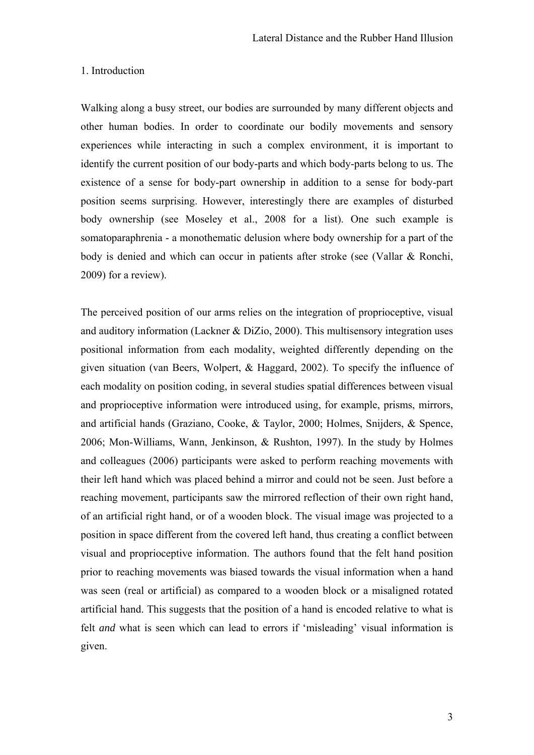## 1. Introduction

Walking along a busy street, our bodies are surrounded by many different objects and other human bodies. In order to coordinate our bodily movements and sensory experiences while interacting in such a complex environment, it is important to identify the current position of our body-parts and which body-parts belong to us. The existence of a sense for body-part ownership in addition to a sense for body-part position seems surprising. However, interestingly there are examples of disturbed body ownership (see Moseley et al., 2008 for a list). One such example is somatoparaphrenia - a monothematic delusion where body ownership for a part of the body is denied and which can occur in patients after stroke (see (Vallar & Ronchi, 2009) for a review).

The perceived position of our arms relies on the integration of proprioceptive, visual and auditory information (Lackner & DiZio, 2000). This multisensory integration uses positional information from each modality, weighted differently depending on the given situation (van Beers, Wolpert, & Haggard, 2002). To specify the influence of each modality on position coding, in several studies spatial differences between visual and proprioceptive information were introduced using, for example, prisms, mirrors, and artificial hands (Graziano, Cooke, & Taylor, 2000; Holmes, Snijders, & Spence, 2006; Mon-Williams, Wann, Jenkinson, & Rushton, 1997). In the study by Holmes and colleagues (2006) participants were asked to perform reaching movements with their left hand which was placed behind a mirror and could not be seen. Just before a reaching movement, participants saw the mirrored reflection of their own right hand, of an artificial right hand, or of a wooden block. The visual image was projected to a position in space different from the covered left hand, thus creating a conflict between visual and proprioceptive information. The authors found that the felt hand position prior to reaching movements was biased towards the visual information when a hand was seen (real or artificial) as compared to a wooden block or a misaligned rotated artificial hand. This suggests that the position of a hand is encoded relative to what is felt *and* what is seen which can lead to errors if 'misleading' visual information is given.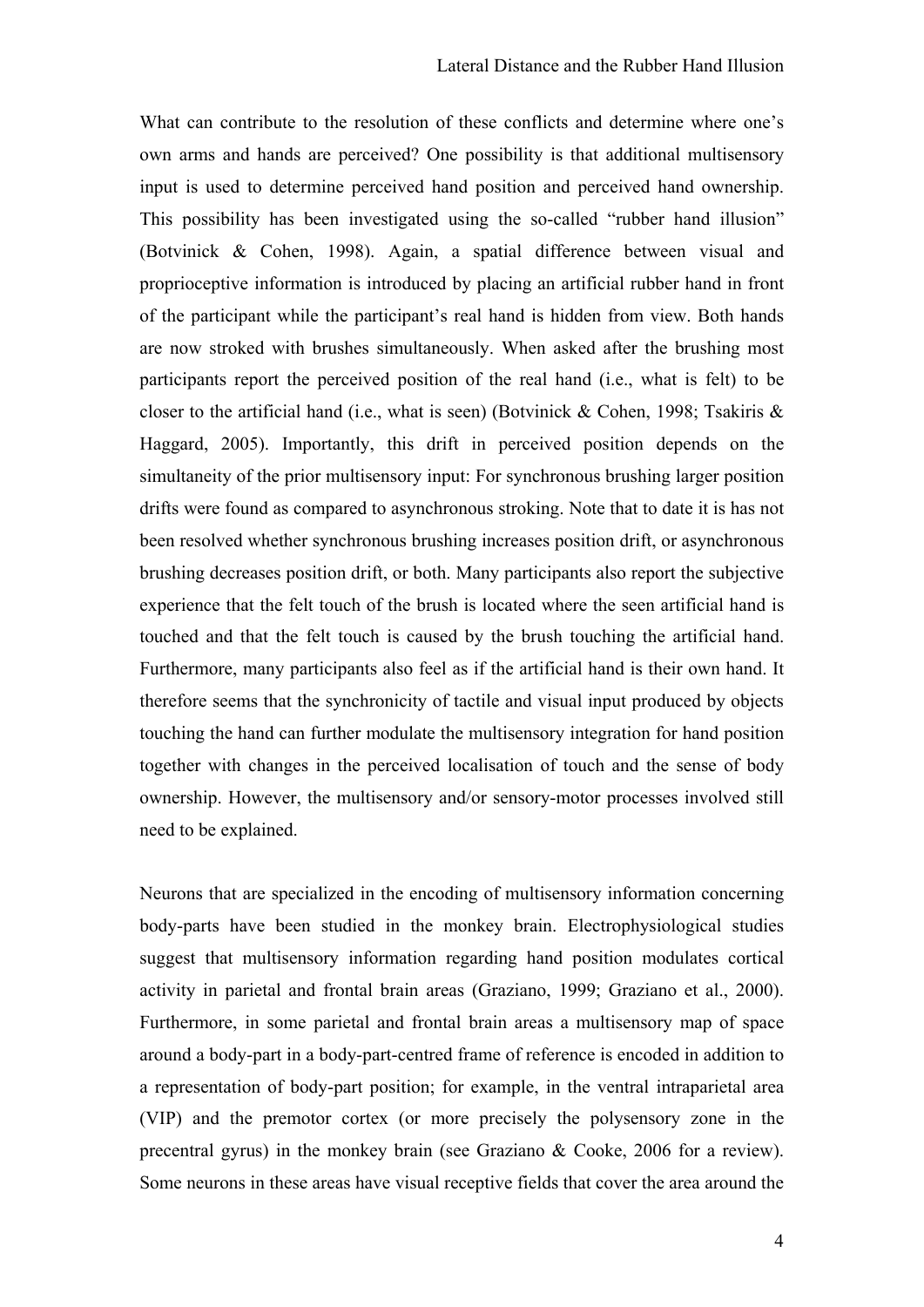What can contribute to the resolution of these conflicts and determine where one's own arms and hands are perceived? One possibility is that additional multisensory input is used to determine perceived hand position and perceived hand ownership. This possibility has been investigated using the so-called "rubber hand illusion" (Botvinick & Cohen, 1998). Again, a spatial difference between visual and proprioceptive information is introduced by placing an artificial rubber hand in front of the participant while the participant's real hand is hidden from view. Both hands are now stroked with brushes simultaneously. When asked after the brushing most participants report the perceived position of the real hand (i.e., what is felt) to be closer to the artificial hand (i.e., what is seen) (Botvinick & Cohen, 1998; Tsakiris & Haggard, 2005). Importantly, this drift in perceived position depends on the simultaneity of the prior multisensory input: For synchronous brushing larger position drifts were found as compared to asynchronous stroking. Note that to date it is has not been resolved whether synchronous brushing increases position drift, or asynchronous brushing decreases position drift, or both. Many participants also report the subjective experience that the felt touch of the brush is located where the seen artificial hand is touched and that the felt touch is caused by the brush touching the artificial hand. Furthermore, many participants also feel as if the artificial hand is their own hand. It therefore seems that the synchronicity of tactile and visual input produced by objects touching the hand can further modulate the multisensory integration for hand position together with changes in the perceived localisation of touch and the sense of body ownership. However, the multisensory and/or sensory-motor processes involved still need to be explained.

Neurons that are specialized in the encoding of multisensory information concerning body-parts have been studied in the monkey brain. Electrophysiological studies suggest that multisensory information regarding hand position modulates cortical activity in parietal and frontal brain areas (Graziano, 1999; Graziano et al., 2000). Furthermore, in some parietal and frontal brain areas a multisensory map of space around a body-part in a body-part-centred frame of reference is encoded in addition to a representation of body-part position; for example, in the ventral intraparietal area (VIP) and the premotor cortex (or more precisely the polysensory zone in the precentral gyrus) in the monkey brain (see Graziano & Cooke, 2006 for a review). Some neurons in these areas have visual receptive fields that cover the area around the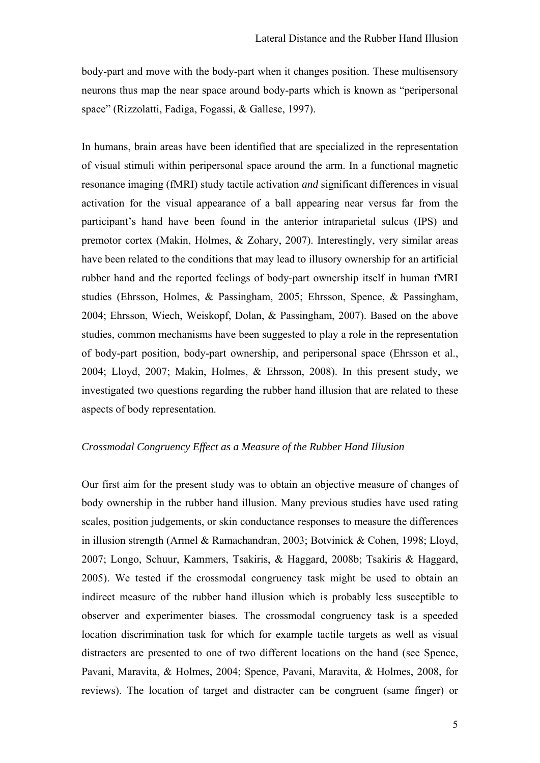body-part and move with the body-part when it changes position. These multisensory neurons thus map the near space around body-parts which is known as “peripersonal space” (Rizzolatti, Fadiga, Fogassi, & Gallese, 1997).

In humans, brain areas have been identified that are specialized in the representation of visual stimuli within peripersonal space around the arm. In a functional magnetic resonance imaging (fMRI) study tactile activation *and* significant differences in visual activation for the visual appearance of a ball appearing near versus far from the participant’s hand have been found in the anterior intraparietal sulcus (IPS) and premotor cortex (Makin, Holmes, & Zohary, 2007). Interestingly, very similar areas have been related to the conditions that may lead to illusory ownership for an artificial rubber hand and the reported feelings of body-part ownership itself in human fMRI studies (Ehrsson, Holmes, & Passingham, 2005; Ehrsson, Spence, & Passingham, 2004; Ehrsson, Wiech, Weiskopf, Dolan, & Passingham, 2007). Based on the above studies, common mechanisms have been suggested to play a role in the representation of body-part position, body-part ownership, and peripersonal space (Ehrsson et al., 2004; Lloyd, 2007; Makin, Holmes, & Ehrsson, 2008). In this present study, we investigated two questions regarding the rubber hand illusion that are related to these aspects of body representation.

### *Crossmodal Congruency Effect as a Measure of the Rubber Hand Illusion*

Our first aim for the present study was to obtain an objective measure of changes of body ownership in the rubber hand illusion. Many previous studies have used rating scales, position judgements, or skin conductance responses to measure the differences in illusion strength (Armel & Ramachandran, 2003; Botvinick & Cohen, 1998; Lloyd, 2007; Longo, Schuur, Kammers, Tsakiris, & Haggard, 2008b; Tsakiris & Haggard, 2005). We tested if the crossmodal congruency task might be used to obtain an indirect measure of the rubber hand illusion which is probably less susceptible to observer and experimenter biases. The crossmodal congruency task is a speeded location discrimination task for which for example tactile targets as well as visual distracters are presented to one of two different locations on the hand (see Spence, Pavani, Maravita, & Holmes, 2004; Spence, Pavani, Maravita, & Holmes, 2008, for reviews). The location of target and distracter can be congruent (same finger) or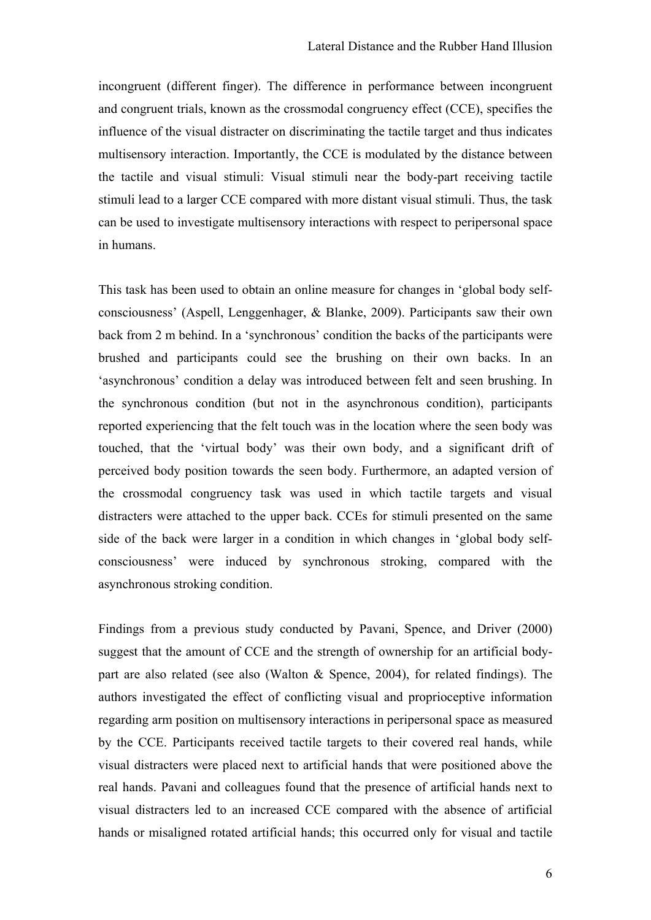incongruent (different finger). The difference in performance between incongruent and congruent trials, known as the crossmodal congruency effect (CCE), specifies the influence of the visual distracter on discriminating the tactile target and thus indicates multisensory interaction. Importantly, the CCE is modulated by the distance between the tactile and visual stimuli: Visual stimuli near the body-part receiving tactile stimuli lead to a larger CCE compared with more distant visual stimuli. Thus, the task can be used to investigate multisensory interactions with respect to peripersonal space in humans.

This task has been used to obtain an online measure for changes in 'global body self-consciousness' (Aspell, Lenggenhager, & Blanke, 2009). Participants saw their own back from 2 m behind. In a 'synchronous' condition the backs of the participants were brushed and participants could see the brushing on their own backs. In an 'asynchronous' condition a delay was introduced between felt and seen brushing. In the synchronous condition (but not in the asynchronous condition), participants reported experiencing that the felt touch was in the location where the seen body was touched, that the 'virtual body' was their own body, and a significant drift of perceived body position towards the seen body. Furthermore, an adapted version of the crossmodal congruency task was used in which tactile targets and visual distracters were attached to the upper back. CCEs for stimuli presented on the same side of the back were larger in a condition in which changes in 'global body self-consciousness' were induced by synchronous stroking, compared with the asynchronous stroking condition.

Findings from a previous study conducted by Pavani, Spence, and Driver (2000) suggest that the amount of CCE and the strength of ownership for an artificial body-part are also related (see also (Walton & Spence, 2004), for related findings). The authors investigated the effect of conflicting visual and proprioceptive information regarding arm position on multisensory interactions in peripersonal space as measured by the CCE. Participants received tactile targets to their covered real hands, while visual distracters were placed next to artificial hands that were positioned above the real hands. Pavani and colleagues found that the presence of artificial hands next to visual distracters led to an increased CCE compared with the absence of artificial hands or misaligned rotated artificial hands; this occurred only for visual and tactile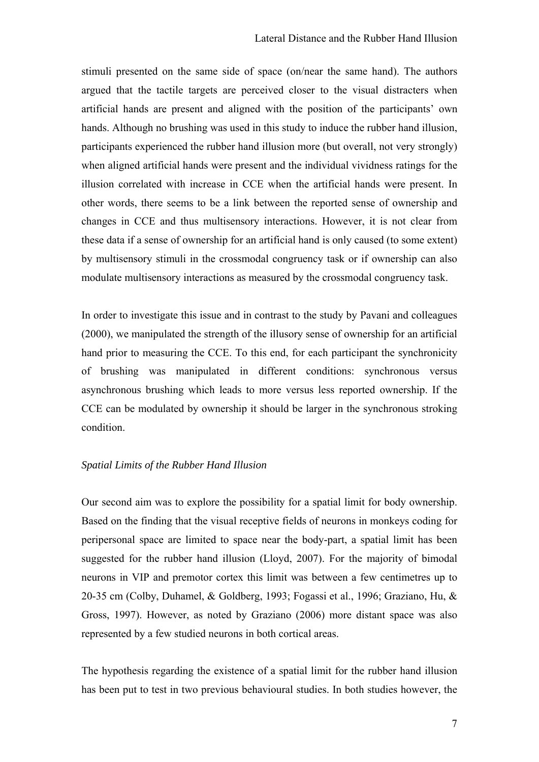stimuli presented on the same side of space (on/near the same hand). The authors argued that the tactile targets are perceived closer to the visual distracters when artificial hands are present and aligned with the position of the participants' own hands. Although no brushing was used in this study to induce the rubber hand illusion, participants experienced the rubber hand illusion more (but overall, not very strongly) when aligned artificial hands were present and the individual vividness ratings for the illusion correlated with increase in CCE when the artificial hands were present. In other words, there seems to be a link between the reported sense of ownership and changes in CCE and thus multisensory interactions. However, it is not clear from these data if a sense of ownership for an artificial hand is only caused (to some extent) by multisensory stimuli in the crossmodal congruency task or if ownership can also modulate multisensory interactions as measured by the crossmodal congruency task.

In order to investigate this issue and in contrast to the study by Pavani and colleagues (2000), we manipulated the strength of the illusory sense of ownership for an artificial hand prior to measuring the CCE. To this end, for each participant the synchronicity of brushing was manipulated in different conditions: synchronous versus asynchronous brushing which leads to more versus less reported ownership. If the CCE can be modulated by ownership it should be larger in the synchronous stroking condition.

*Spatial Limits of the Rubber Hand Illusion*

Our second aim was to explore the possibility for a spatial limit for body ownership. Based on the finding that the visual receptive fields of neurons in monkeys coding for peripersonal space are limited to space near the body-part, a spatial limit has been suggested for the rubber hand illusion (Lloyd, 2007). For the majority of bimodal neurons in VIP and premotor cortex this limit was between a few centimetres up to 20-35 cm (Colby, Duhamel, & Goldberg, 1993; Fogassi et al., 1996; Graziano, Hu, & Gross, 1997). However, as noted by Graziano (2006) more distant space was also represented by a few studied neurons in both cortical areas.

The hypothesis regarding the existence of a spatial limit for the rubber hand illusion has been put to test in two previous behavioural studies. In both studies however, the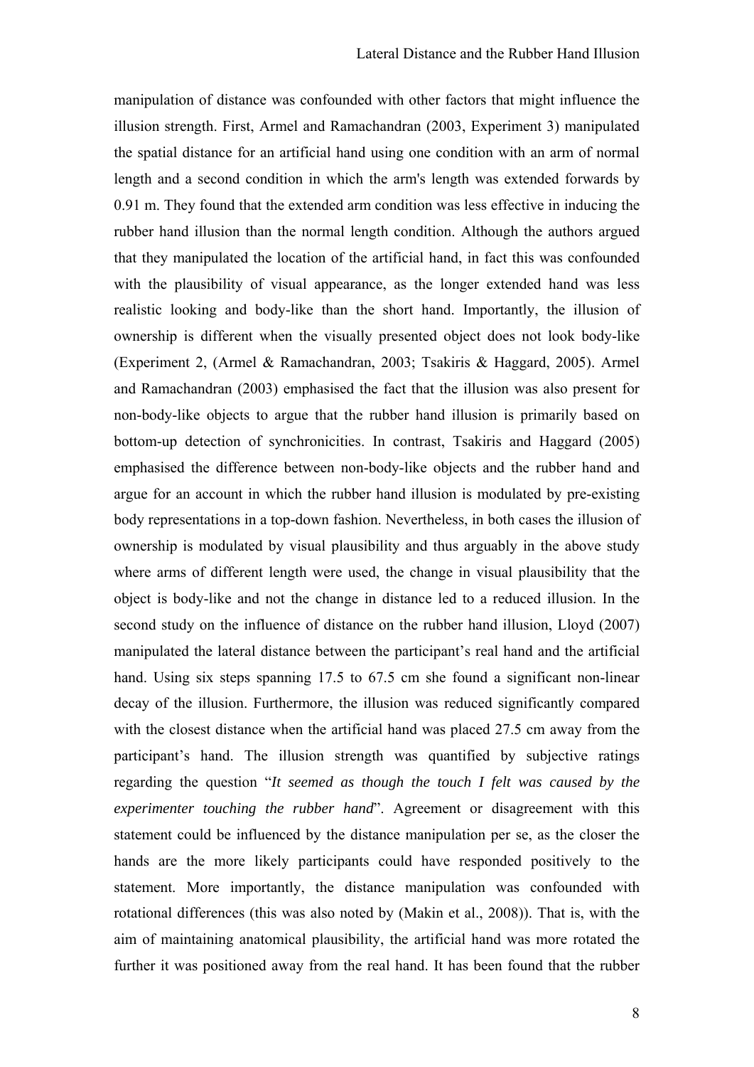manipulation of distance was confounded with other factors that might influence the illusion strength. First, Armel and Ramachandran (2003, Experiment 3) manipulated the spatial distance for an artificial hand using one condition with an arm of normal length and a second condition in which the arm's length was extended forwards by 0.91 m. They found that the extended arm condition was less effective in inducing the rubber hand illusion than the normal length condition. Although the authors argued that they manipulated the location of the artificial hand, in fact this was confounded with the plausibility of visual appearance, as the longer extended hand was less realistic looking and body-like than the short hand. Importantly, the illusion of ownership is different when the visually presented object does not look body-like (Experiment 2, (Armel & Ramachandran, 2003; Tsakiris & Haggard, 2005). Armel and Ramachandran (2003) emphasised the fact that the illusion was also present for non-body-like objects to argue that the rubber hand illusion is primarily based on bottom-up detection of synchronicities. In contrast, Tsakiris and Haggard (2005) emphasised the difference between non-body-like objects and the rubber hand and argue for an account in which the rubber hand illusion is modulated by pre-existing body representations in a top-down fashion. Nevertheless, in both cases the illusion of ownership is modulated by visual plausibility and thus arguably in the above study where arms of different length were used, the change in visual plausibility that the object is body-like and not the change in distance led to a reduced illusion. In the second study on the influence of distance on the rubber hand illusion, Lloyd (2007) manipulated the lateral distance between the participant's real hand and the artificial hand. Using six steps spanning 17.5 to 67.5 cm she found a significant non-linear decay of the illusion. Furthermore, the illusion was reduced significantly compared with the closest distance when the artificial hand was placed 27.5 cm away from the participant's hand. The illusion strength was quantified by subjective ratings regarding the question "*It seemed as though the touch I felt was caused by the experimenter touching the rubber hand*". Agreement or disagreement with this statement could be influenced by the distance manipulation per se, as the closer the hands are the more likely participants could have responded positively to the statement. More importantly, the distance manipulation was confounded with rotational differences (this was also noted by (Makin et al., 2008)). That is, with the aim of maintaining anatomical plausibility, the artificial hand was more rotated the further it was positioned away from the real hand. It has been found that the rubber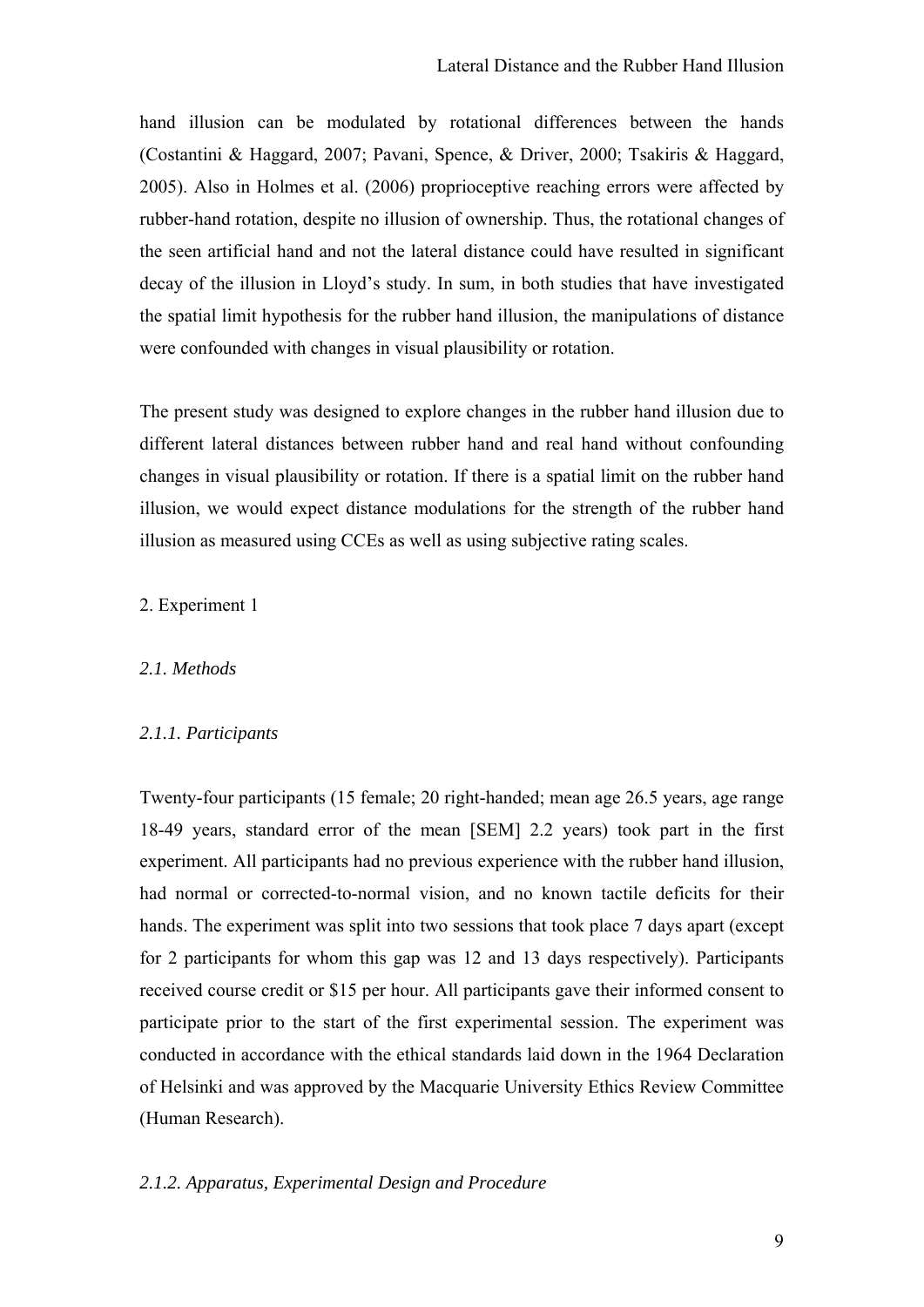hand illusion can be modulated by rotational differences between the hands (Costantini & Haggard, 2007; Pavani, Spence, & Driver, 2000; Tsakiris & Haggard, 2005). Also in Holmes et al. (2006) proprioceptive reaching errors were affected by rubber-hand rotation, despite no illusion of ownership. Thus, the rotational changes of the seen artificial hand and not the lateral distance could have resulted in significant decay of the illusion in Lloyd's study. In sum, in both studies that have investigated the spatial limit hypothesis for the rubber hand illusion, the manipulations of distance were confounded with changes in visual plausibility or rotation.

The present study was designed to explore changes in the rubber hand illusion due to different lateral distances between rubber hand and real hand without confounding changes in visual plausibility or rotation. If there is a spatial limit on the rubber hand illusion, we would expect distance modulations for the strength of the rubber hand illusion as measured using CCEs as well as using subjective rating scales.

## 2. Experiment 1

### *2.1. Methods*

#### *2.1.1. Participants*

Twenty-four participants (15 female; 20 right-handed; mean age 26.5 years, age range 18-49 years, standard error of the mean [SEM] 2.2 years) took part in the first experiment. All participants had no previous experience with the rubber hand illusion, had normal or corrected-to-normal vision, and no known tactile deficits for their hands. The experiment was split into two sessions that took place 7 days apart (except for 2 participants for whom this gap was 12 and 13 days respectively). Participants received course credit or $15 per hour. All participants gave their informed consent to participate prior to the start of the first experimental session. The experiment was conducted in accordance with the ethical standards laid down in the 1964 Declaration of Helsinki and was approved by the Macquarie University Ethics Review Committee (Human Research).

#### *2.1.2. Apparatus, Experimental Design and Procedure*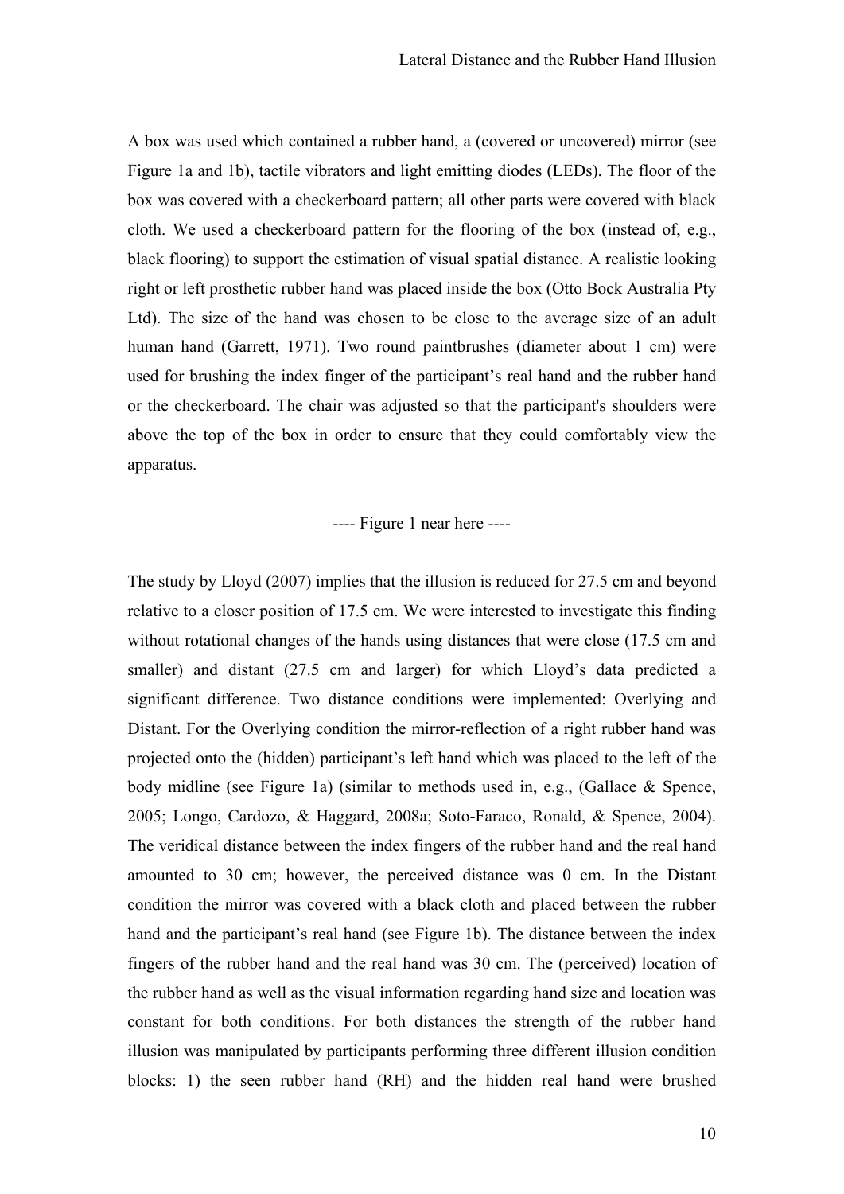A box was used which contained a rubber hand, a (covered or uncovered) mirror (see Figure 1a and 1b), tactile vibrators and light emitting diodes (LEDs). The floor of the box was covered with a checkerboard pattern; all other parts were covered with black cloth. We used a checkerboard pattern for the flooring of the box (instead of, e.g., black flooring) to support the estimation of visual spatial distance. A realistic looking right or left prosthetic rubber hand was placed inside the box (Otto Bock Australia Pty Ltd). The size of the hand was chosen to be close to the average size of an adult human hand (Garrett, 1971). Two round paintbrushes (diameter about 1 cm) were used for brushing the index finger of the participant's real hand and the rubber hand or the checkerboard. The chair was adjusted so that the participant's shoulders were above the top of the box in order to ensure that they could comfortably view the apparatus.

---- Figure 1 near here ----

The study by Lloyd (2007) implies that the illusion is reduced for 27.5 cm and beyond relative to a closer position of 17.5 cm. We were interested to investigate this finding without rotational changes of the hands using distances that were close (17.5 cm and smaller) and distant (27.5 cm and larger) for which Lloyd's data predicted a significant difference. Two distance conditions were implemented: Overlying and Distant. For the Overlying condition the mirror-reflection of a right rubber hand was projected onto the (hidden) participant's left hand which was placed to the left of the body midline (see Figure 1a) (similar to methods used in, e.g., (Gallace & Spence, 2005; Longo, Cardozo, & Haggard, 2008a; Soto-Faraco, Ronald, & Spence, 2004). The veridical distance between the index fingers of the rubber hand and the real hand amounted to 30 cm; however, the perceived distance was 0 cm. In the Distant condition the mirror was covered with a black cloth and placed between the rubber hand and the participant's real hand (see Figure 1b). The distance between the index fingers of the rubber hand and the real hand was 30 cm. The (perceived) location of the rubber hand as well as the visual information regarding hand size and location was constant for both conditions. For both distances the strength of the rubber hand illusion was manipulated by participants performing three different illusion condition blocks: 1) the seen rubber hand (RH) and the hidden real hand were brushed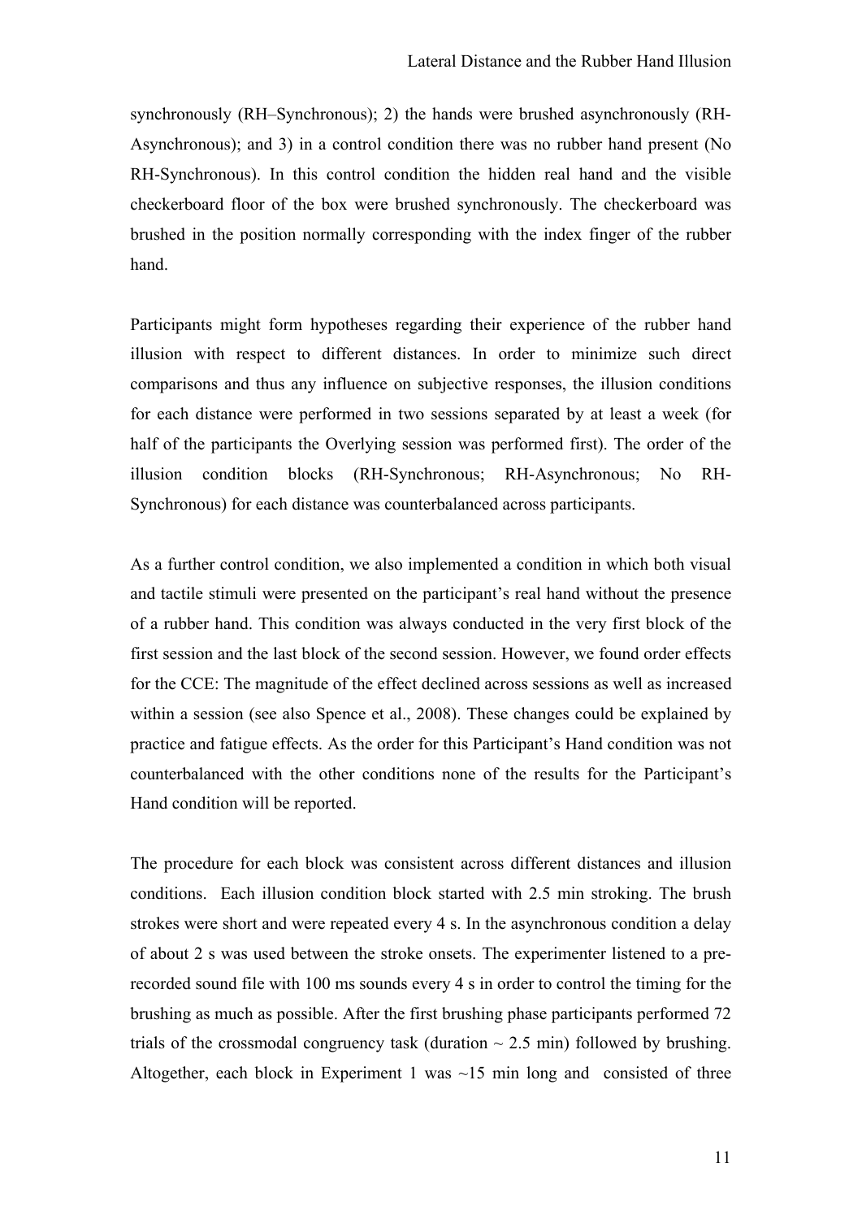synchronously (RH–Synchronous); 2) the hands were brushed asynchronously (RH-Asynchronous); and 3) in a control condition there was no rubber hand present (No RH-Synchronous). In this control condition the hidden real hand and the visible checkerboard floor of the box were brushed synchronously. The checkerboard was brushed in the position normally corresponding with the index finger of the rubber hand.

Participants might form hypotheses regarding their experience of the rubber hand illusion with respect to different distances. In order to minimize such direct comparisons and thus any influence on subjective responses, the illusion conditions for each distance were performed in two sessions separated by at least a week (for half of the participants the Overlying session was performed first). The order of the illusion condition blocks (RH-Synchronous; RH-Asynchronous; No RH-Synchronous) for each distance was counterbalanced across participants.

As a further control condition, we also implemented a condition in which both visual and tactile stimuli were presented on the participant's real hand without the presence of a rubber hand. This condition was always conducted in the very first block of the first session and the last block of the second session. However, we found order effects for the CCE: The magnitude of the effect declined across sessions as well as increased within a session (see also Spence et al., 2008). These changes could be explained by practice and fatigue effects. As the order for this Participant's Hand condition was not counterbalanced with the other conditions none of the results for the Participant's Hand condition will be reported.

The procedure for each block was consistent across different distances and illusion conditions. Each illusion condition block started with 2.5 min stroking. The brush strokes were short and were repeated every 4 s. In the asynchronous condition a delay of about 2 s was used between the stroke onsets. The experimenter listened to a pre-recorded sound file with 100 ms sounds every 4 s in order to control the timing for the brushing as much as possible. After the first brushing phase participants performed 72 trials of the crossmodal congruency task (duration ~ 2.5 min) followed by brushing. Altogether, each block in Experiment 1 was ~15 min long and consisted of three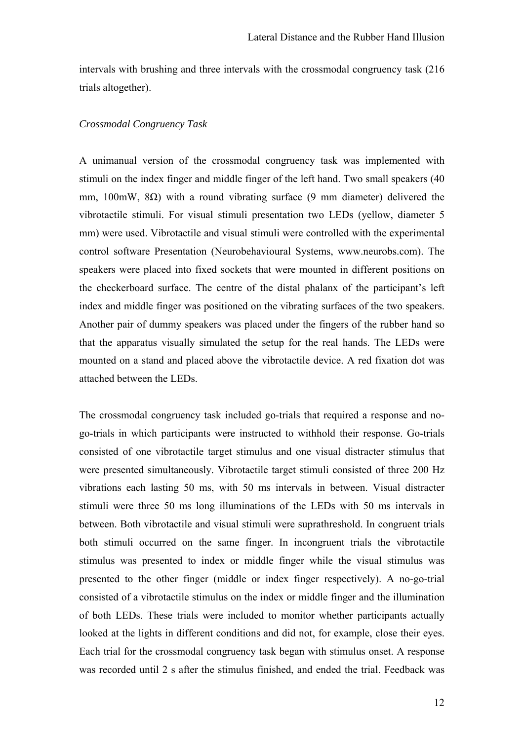intervals with brushing and three intervals with the crossmodal congruency task (216 trials altogether).

*Crossmodal Congruency Task*

A unimanual version of the crossmodal congruency task was implemented with stimuli on the index finger and middle finger of the left hand. Two small speakers (40 mm, 100mW, 8Ω) with a round vibrating surface (9 mm diameter) delivered the vibrotactile stimuli. For visual stimuli presentation two LEDs (yellow, diameter 5 mm) were used. Vibrotactile and visual stimuli were controlled with the experimental control software Presentation (Neurobehavioural Systems, www.neurobs.com). The speakers were placed into fixed sockets that were mounted in different positions on the checkerboard surface. The centre of the distal phalanx of the participant's left index and middle finger was positioned on the vibrating surfaces of the two speakers. Another pair of dummy speakers was placed under the fingers of the rubber hand so that the apparatus visually simulated the setup for the real hands. The LEDs were mounted on a stand and placed above the vibrotactile device. A red fixation dot was attached between the LEDs.

The crossmodal congruency task included go-trials that required a response and no-go-trials in which participants were instructed to withhold their response. Go-trials consisted of one vibrotactile target stimulus and one visual distracter stimulus that were presented simultaneously. Vibrotactile target stimuli consisted of three 200 Hz vibrations each lasting 50 ms, with 50 ms intervals in between. Visual distracter stimuli were three 50 ms long illuminations of the LEDs with 50 ms intervals in between. Both vibrotactile and visual stimuli were suprathreshold. In congruent trials both stimuli occurred on the same finger. In incongruent trials the vibrotactile stimulus was presented to index or middle finger while the visual stimulus was presented to the other finger (middle or index finger respectively). A no-go-trial consisted of a vibrotactile stimulus on the index or middle finger and the illumination of both LEDs. These trials were included to monitor whether participants actually looked at the lights in different conditions and did not, for example, close their eyes. Each trial for the crossmodal congruency task began with stimulus onset. A response was recorded until 2 s after the stimulus finished, and ended the trial. Feedback was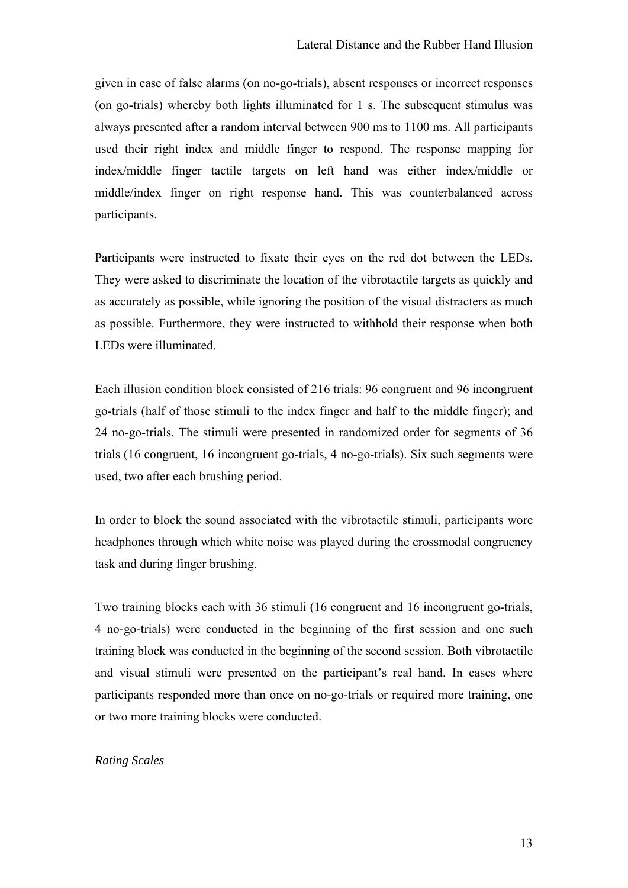given in case of false alarms (on no-go-trials), absent responses or incorrect responses (on go-trials) whereby both lights illuminated for 1 s. The subsequent stimulus was always presented after a random interval between 900 ms to 1100 ms. All participants used their right index and middle finger to respond. The response mapping for index/middle finger tactile targets on left hand was either index/middle or middle/index finger on right response hand. This was counterbalanced across participants.

Participants were instructed to fixate their eyes on the red dot between the LEDs. They were asked to discriminate the location of the vibrotactile targets as quickly and as accurately as possible, while ignoring the position of the visual distracters as much as possible. Furthermore, they were instructed to withhold their response when both LEDs were illuminated.

Each illusion condition block consisted of 216 trials: 96 congruent and 96 incongruent go-trials (half of those stimuli to the index finger and half to the middle finger); and 24 no-go-trials. The stimuli were presented in randomized order for segments of 36 trials (16 congruent, 16 incongruent go-trials, 4 no-go-trials). Six such segments were used, two after each brushing period.

In order to block the sound associated with the vibrotactile stimuli, participants wore headphones through which white noise was played during the crossmodal congruency task and during finger brushing.

Two training blocks each with 36 stimuli (16 congruent and 16 incongruent go-trials, 4 no-go-trials) were conducted in the beginning of the first session and one such training block was conducted in the beginning of the second session. Both vibrotactile and visual stimuli were presented on the participant's real hand. In cases where participants responded more than once on no-go-trials or required more training, one or two more training blocks were conducted.

*Rating Scales*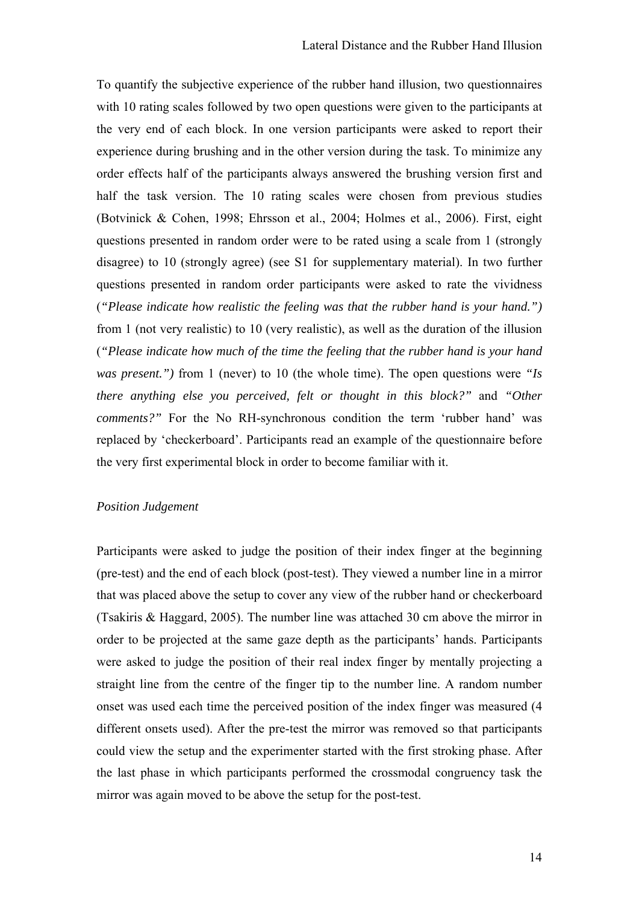To quantify the subjective experience of the rubber hand illusion, two questionnaires with 10 rating scales followed by two open questions were given to the participants at the very end of each block. In one version participants were asked to report their experience during brushing and in the other version during the task. To minimize any order effects half of the participants always answered the brushing version first and half the task version. The 10 rating scales were chosen from previous studies (Botvinick & Cohen, 1998; Ehrsson et al., 2004; Holmes et al., 2006). First, eight questions presented in random order were to be rated using a scale from 1 (strongly disagree) to 10 (strongly agree) (see S1 for supplementary material). In two further questions presented in random order participants were asked to rate the vividness (*"Please indicate how realistic the feeling was that the rubber hand is your hand.")* from 1 (not very realistic) to 10 (very realistic), as well as the duration of the illusion (*"Please indicate how much of the time the feeling that the rubber hand is your hand was present.")* from 1 (never) to 10 (the whole time). The open questions were *"Is there anything else you perceived, felt or thought in this block?"* and *"Other comments?"* For the No RH-synchronous condition the term 'rubber hand' was replaced by 'checkerboard'. Participants read an example of the questionnaire before the very first experimental block in order to become familiar with it.

*Position Judgement*

Participants were asked to judge the position of their index finger at the beginning (pre-test) and the end of each block (post-test). They viewed a number line in a mirror that was placed above the setup to cover any view of the rubber hand or checkerboard (Tsakiris & Haggard, 2005). The number line was attached 30 cm above the mirror in order to be projected at the same gaze depth as the participants' hands. Participants were asked to judge the position of their real index finger by mentally projecting a straight line from the centre of the finger tip to the number line. A random number onset was used each time the perceived position of the index finger was measured (4 different onsets used). After the pre-test the mirror was removed so that participants could view the setup and the experimenter started with the first stroking phase. After the last phase in which participants performed the crossmodal congruency task the mirror was again moved to be above the setup for the post-test.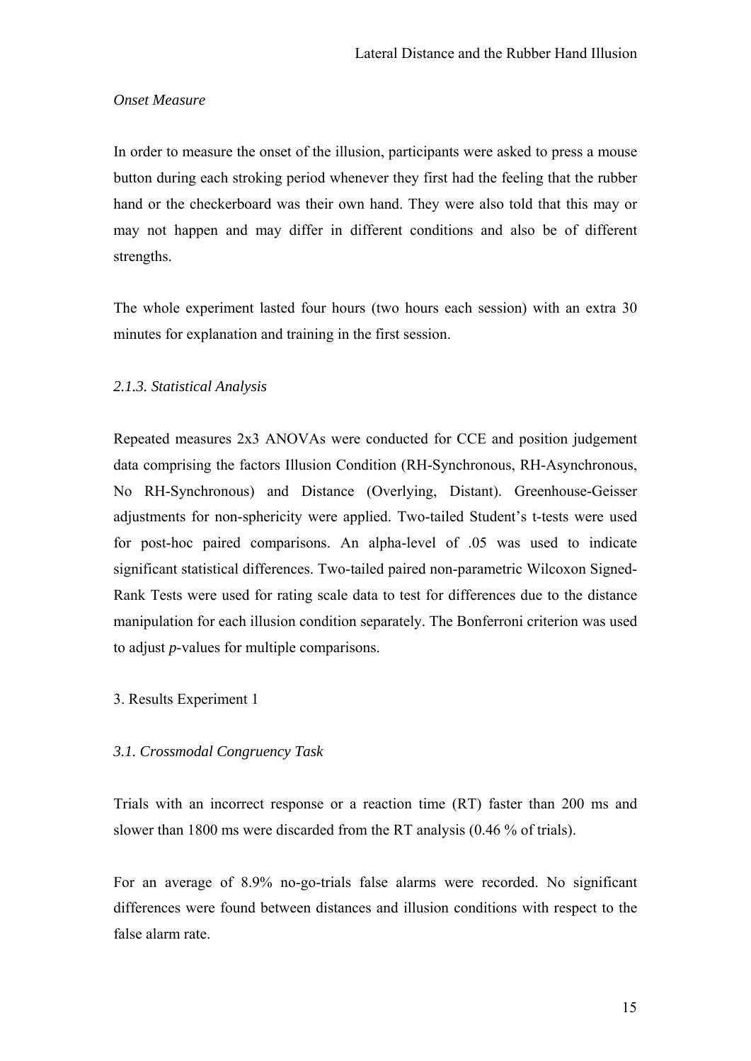*Onset Measure*

In order to measure the onset of the illusion, participants were asked to press a mouse button during each stroking period whenever they first had the feeling that the rubber hand or the checkerboard was their own hand. They were also told that this may or may not happen and may differ in different conditions and also be of different strengths.

The whole experiment lasted four hours (two hours each session) with an extra 30 minutes for explanation and training in the first session.

### *2.1.3. Statistical Analysis*

Repeated measures 2x3 ANOVAs were conducted for CCE and position judgement data comprising the factors Illusion Condition (RH-Synchronous, RH-Asynchronous, No RH-Synchronous) and Distance (Overlying, Distant). Greenhouse-Geisser adjustments for non-sphericity were applied. Two-tailed Student's t-tests were used for post-hoc paired comparisons. An alpha-level of .05 was used to indicate significant statistical differences. Two-tailed paired non-parametric Wilcoxon Signed-Rank Tests were used for rating scale data to test for differences due to the distance manipulation for each illusion condition separately. The Bonferroni criterion was used to adjust *p*-values for multiple comparisons.

## 3. Results Experiment 1

### *3.1. Crossmodal Congruency Task*

Trials with an incorrect response or a reaction time (RT) faster than 200 ms and slower than 1800 ms were discarded from the RT analysis (0.46 % of trials).

For an average of 8.9% no-go-trials false alarms were recorded. No significant differences were found between distances and illusion conditions with respect to the false alarm rate.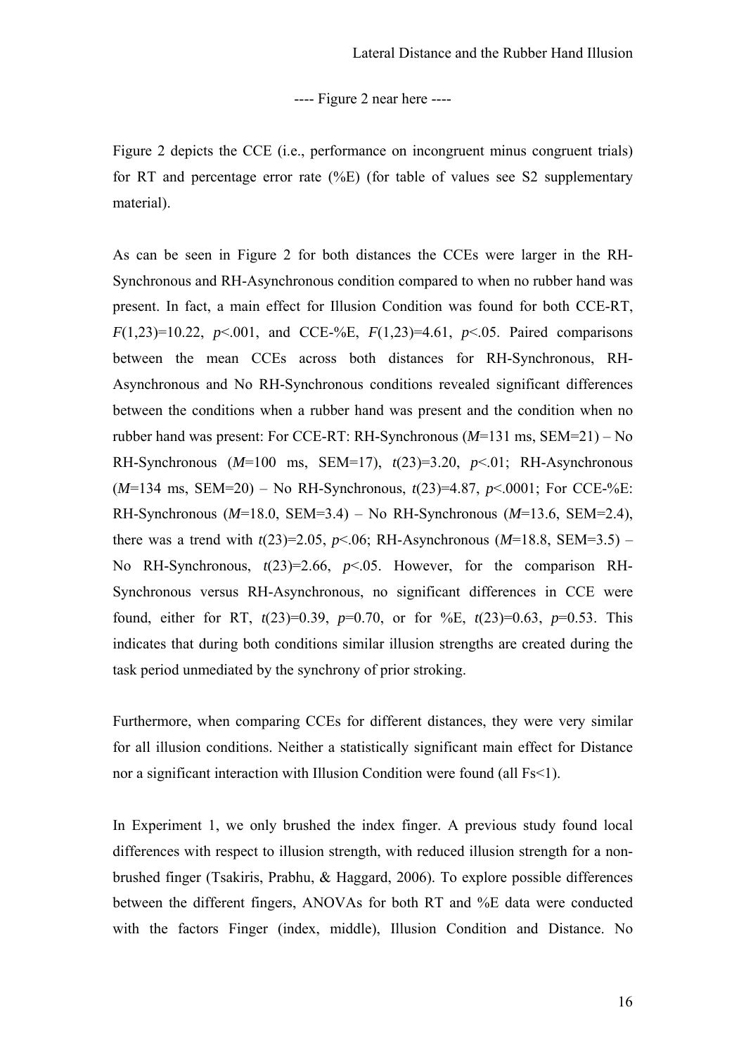---- Figure 2 near here ----

Figure 2 depicts the CCE (i.e., performance on incongruent minus congruent trials) for RT and percentage error rate (%E) (for table of values see S2 supplementary material).

As can be seen in Figure 2 for both distances the CCEs were larger in the RH-Synchronous and RH-Asynchronous condition compared to when no rubber hand was present. In fact, a main effect for Illusion Condition was found for both CCE-RT, $F(1,23)=10.22$, $p<.001$, and CCE-%E, $F(1,23)=4.61$, $p<.05$. Paired comparisons between the mean CCEs across both distances for RH-Synchronous, RH-Asynchronous and No RH-Synchronous conditions revealed significant differences between the conditions when a rubber hand was present and the condition when no rubber hand was present: For CCE-RT: RH-Synchronous ($M$=131 ms, SEM=21) – No RH-Synchronous ($M$=100 ms, SEM=17), $t(23)=3.20$, $p<.01$; RH-Asynchronous ($M$=134 ms, SEM=20) – No RH-Synchronous, $t(23)=4.87$, $p<.0001$; For CCE-%E: RH-Synchronous ($M$=18.0, SEM=3.4) – No RH-Synchronous ($M$=13.6, SEM=2.4), there was a trend with $t(23)=2.05$, $p<.06$; RH-Asynchronous ($M$=18.8, SEM=3.5) – No RH-Synchronous, $t(23)=2.66$, $p<.05$. However, for the comparison RH-Synchronous versus RH-Asynchronous, no significant differences in CCE were found, either for RT, $t(23)=0.39$, $p=0.70$, or for %E, $t(23)=0.63$, $p=0.53$. This indicates that during both conditions similar illusion strengths are created during the task period unmediated by the synchrony of prior stroking.

Furthermore, when comparing CCEs for different distances, they were very similar for all illusion conditions. Neither a statistically significant main effect for Distance nor a significant interaction with Illusion Condition were found (all Fs<1).

In Experiment 1, we only brushed the index finger. A previous study found local differences with respect to illusion strength, with reduced illusion strength for a non-brushed finger (Tsakiris, Prabhu, & Haggard, 2006). To explore possible differences between the different fingers, ANOVAs for both RT and %E data were conducted with the factors Finger (index, middle), Illusion Condition and Distance. No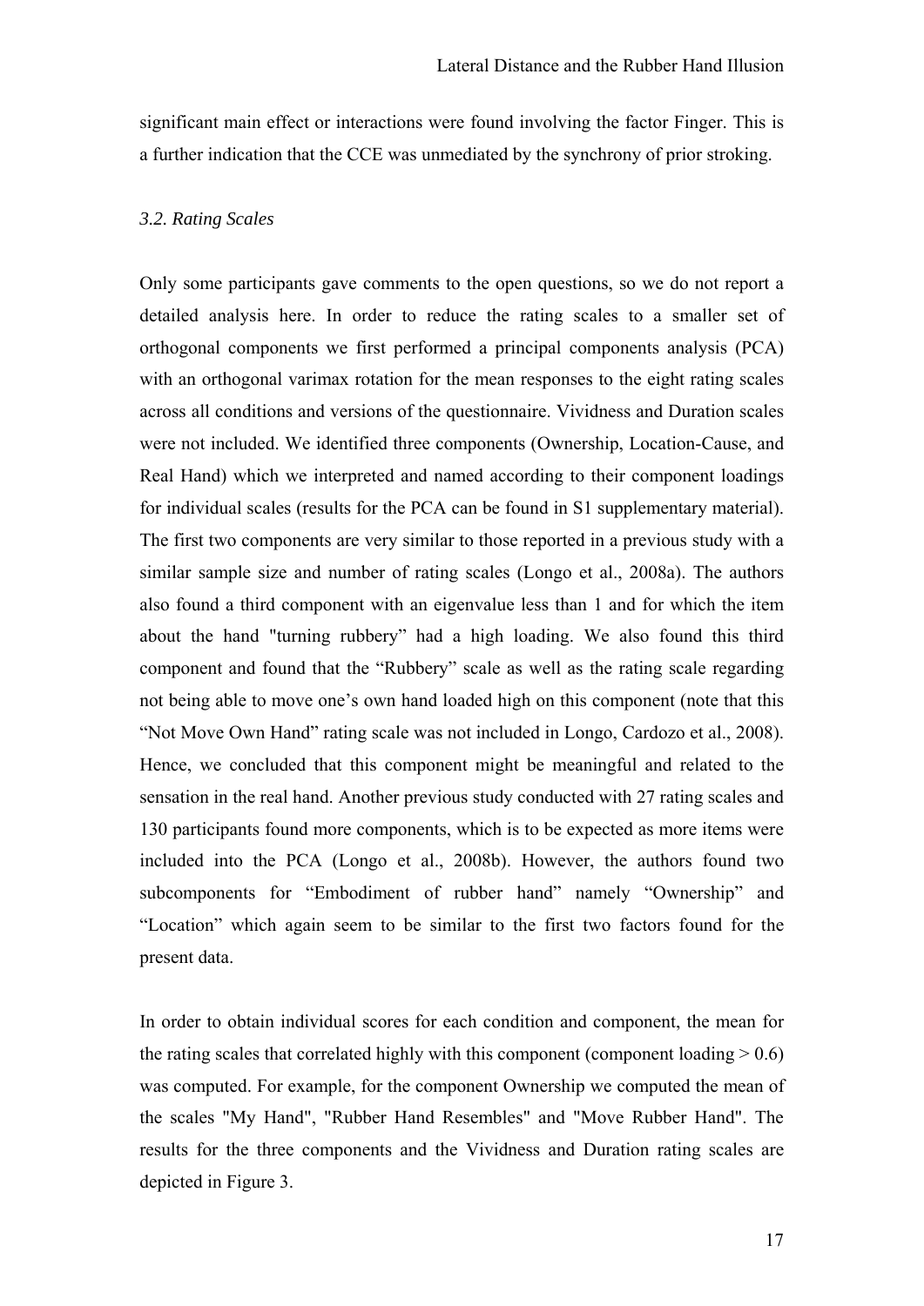significant main effect or interactions were found involving the factor Finger. This is a further indication that the CCE was unmediated by the synchrony of prior stroking.

### *3.2. Rating Scales*

Only some participants gave comments to the open questions, so we do not report a detailed analysis here. In order to reduce the rating scales to a smaller set of orthogonal components we first performed a principal components analysis (PCA) with an orthogonal varimax rotation for the mean responses to the eight rating scales across all conditions and versions of the questionnaire. Vividness and Duration scales were not included. We identified three components (Ownership, Location-Cause, and Real Hand) which we interpreted and named according to their component loadings for individual scales (results for the PCA can be found in S1 supplementary material). The first two components are very similar to those reported in a previous study with a similar sample size and number of rating scales (Longo et al., 2008a). The authors also found a third component with an eigenvalue less than 1 and for which the item about the hand "turning rubbery" had a high loading. We also found this third component and found that the "Rubbery" scale as well as the rating scale regarding not being able to move one's own hand loaded high on this component (note that this "Not Move Own Hand" rating scale was not included in Longo, Cardozo et al., 2008). Hence, we concluded that this component might be meaningful and related to the sensation in the real hand. Another previous study conducted with 27 rating scales and 130 participants found more components, which is to be expected as more items were included into the PCA (Longo et al., 2008b). However, the authors found two subcomponents for "Embodiment of rubber hand" namely "Ownership" and "Location" which again seem to be similar to the first two factors found for the present data.

In order to obtain individual scores for each condition and component, the mean for the rating scales that correlated highly with this component (component loading > 0.6) was computed. For example, for the component Ownership we computed the mean of the scales "My Hand", "Rubber Hand Resembles" and "Move Rubber Hand". The results for the three components and the Vividness and Duration rating scales are depicted in Figure 3.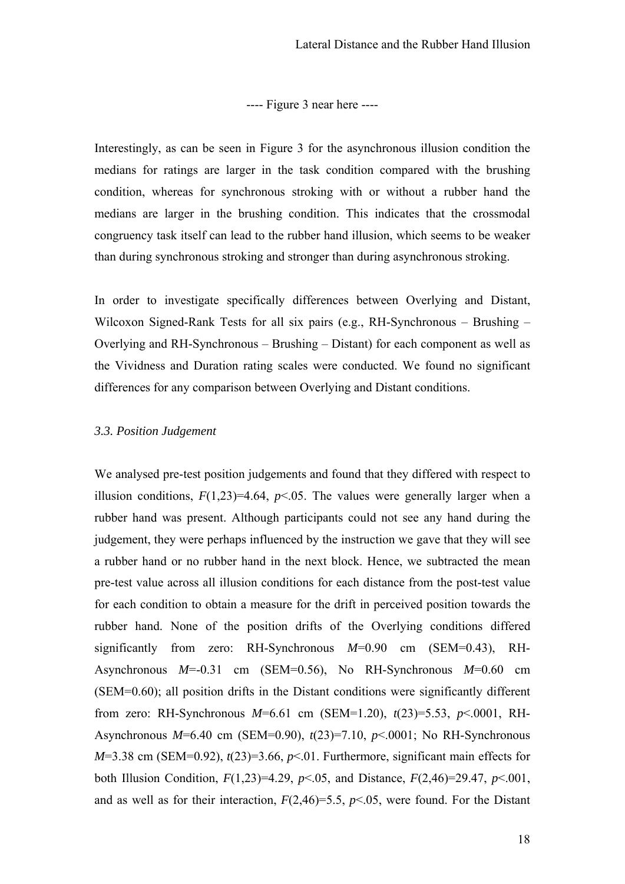---- Figure 3 near here ----

Interestingly, as can be seen in Figure 3 for the asynchronous illusion condition the medians for ratings are larger in the task condition compared with the brushing condition, whereas for synchronous stroking with or without a rubber hand the medians are larger in the brushing condition. This indicates that the crossmodal congruency task itself can lead to the rubber hand illusion, which seems to be weaker than during synchronous stroking and stronger than during asynchronous stroking.

In order to investigate specifically differences between Overlying and Distant, Wilcoxon Signed-Rank Tests for all six pairs (e.g., RH-Synchronous – Brushing – Overlying and RH-Synchronous – Brushing – Distant) for each component as well as the Vividness and Duration rating scales were conducted. We found no significant differences for any comparison between Overlying and Distant conditions.

### *3.3. Position Judgement*

We analysed pre-test position judgements and found that they differed with respect to illusion conditions, $F(1,23)=4.64$, $p<.05$. The values were generally larger when a rubber hand was present. Although participants could not see any hand during the judgement, they were perhaps influenced by the instruction we gave that they will see a rubber hand or no rubber hand in the next block. Hence, we subtracted the mean pre-test value across all illusion conditions for each distance from the post-test value for each condition to obtain a measure for the drift in perceived position towards the rubber hand. None of the position drifts of the Overlying conditions differed significantly from zero: RH-Synchronous $M=0.90$ cm (SEM=0.43), RH-Asynchronous $M=-0.31$ cm (SEM=0.56), No RH-Synchronous $M=0.60$ cm (SEM=0.60); all position drifts in the Distant conditions were significantly different from zero: RH-Synchronous $M=6.61$ cm (SEM=1.20), $t(23)=5.53$, $p<.0001$, RH-Asynchronous $M=6.40$ cm (SEM=0.90), $t(23)=7.10$, $p<.0001$; No RH-Synchronous $M=3.38$ cm (SEM=0.92), $t(23)=3.66$, $p<.01$. Furthermore, significant main effects for both Illusion Condition, $F(1,23)=4.29$, $p<.05$, and Distance, $F(2,46)=29.47$, $p<.001$, and as well as for their interaction, $F(2,46)=5.5$, $p<.05$, were found. For the Distant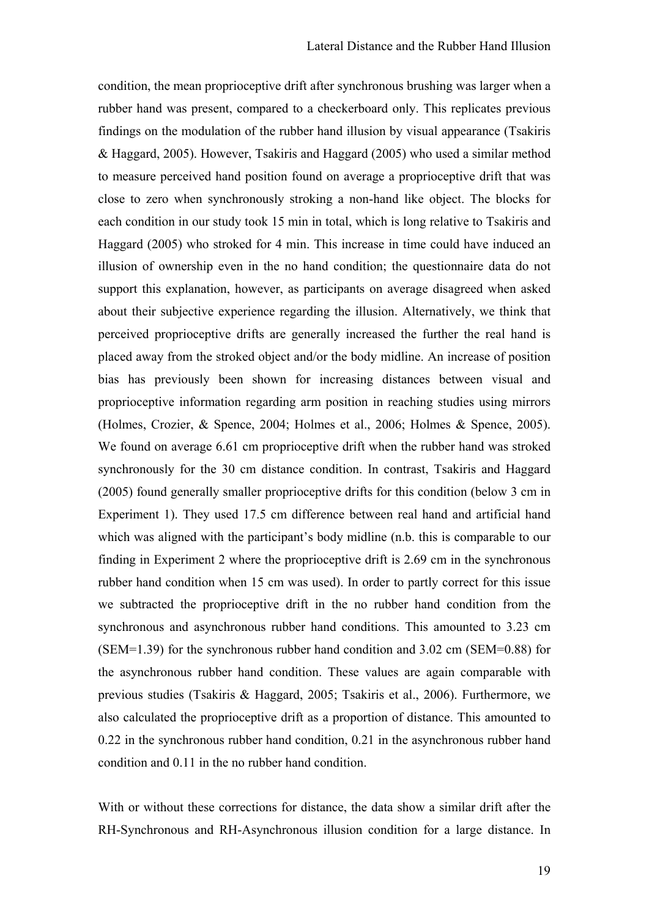condition, the mean proprioceptive drift after synchronous brushing was larger when a rubber hand was present, compared to a checkerboard only. This replicates previous findings on the modulation of the rubber hand illusion by visual appearance (Tsakiris & Haggard, 2005). However, Tsakiris and Haggard (2005) who used a similar method to measure perceived hand position found on average a proprioceptive drift that was close to zero when synchronously stroking a non-hand like object. The blocks for each condition in our study took 15 min in total, which is long relative to Tsakiris and Haggard (2005) who stroked for 4 min. This increase in time could have induced an illusion of ownership even in the no hand condition; the questionnaire data do not support this explanation, however, as participants on average disagreed when asked about their subjective experience regarding the illusion. Alternatively, we think that perceived proprioceptive drifts are generally increased the further the real hand is placed away from the stroked object and/or the body midline. An increase of position bias has previously been shown for increasing distances between visual and proprioceptive information regarding arm position in reaching studies using mirrors (Holmes, Crozier, & Spence, 2004; Holmes et al., 2006; Holmes & Spence, 2005). We found on average 6.61 cm proprioceptive drift when the rubber hand was stroked synchronously for the 30 cm distance condition. In contrast, Tsakiris and Haggard (2005) found generally smaller proprioceptive drifts for this condition (below 3 cm in Experiment 1). They used 17.5 cm difference between real hand and artificial hand which was aligned with the participant's body midline (n.b. this is comparable to our finding in Experiment 2 where the proprioceptive drift is 2.69 cm in the synchronous rubber hand condition when 15 cm was used). In order to partly correct for this issue we subtracted the proprioceptive drift in the no rubber hand condition from the synchronous and asynchronous rubber hand conditions. This amounted to 3.23 cm (SEM=1.39) for the synchronous rubber hand condition and 3.02 cm (SEM=0.88) for the asynchronous rubber hand condition. These values are again comparable with previous studies (Tsakiris & Haggard, 2005; Tsakiris et al., 2006). Furthermore, we also calculated the proprioceptive drift as a proportion of distance. This amounted to 0.22 in the synchronous rubber hand condition, 0.21 in the asynchronous rubber hand condition and 0.11 in the no rubber hand condition.

With or without these corrections for distance, the data show a similar drift after the RH-Synchronous and RH-Asynchronous illusion condition for a large distance. In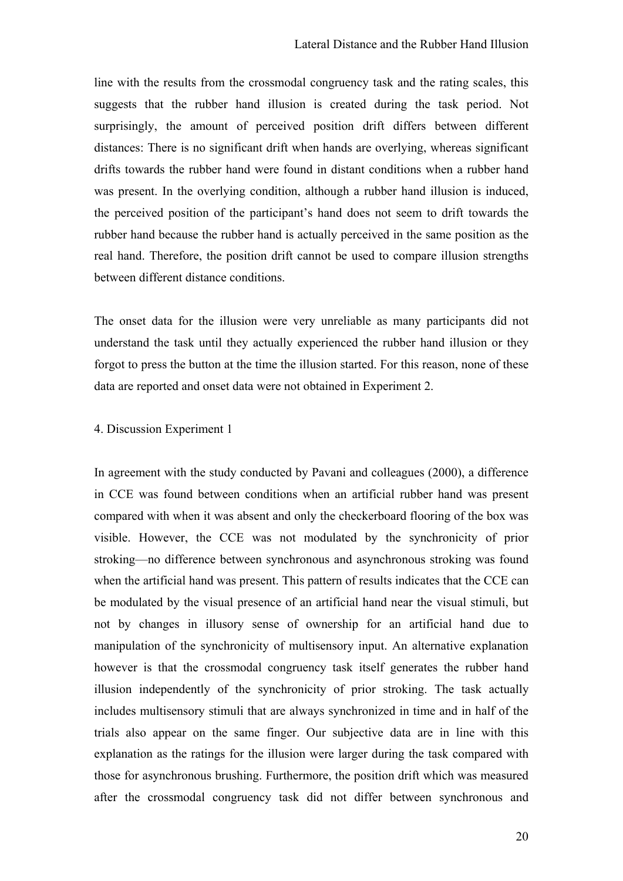line with the results from the crossmodal congruency task and the rating scales, this suggests that the rubber hand illusion is created during the task period. Not surprisingly, the amount of perceived position drift differs between different distances: There is no significant drift when hands are overlying, whereas significant drifts towards the rubber hand were found in distant conditions when a rubber hand was present. In the overlying condition, although a rubber hand illusion is induced, the perceived position of the participant's hand does not seem to drift towards the rubber hand because the rubber hand is actually perceived in the same position as the real hand. Therefore, the position drift cannot be used to compare illusion strengths between different distance conditions.

The onset data for the illusion were very unreliable as many participants did not understand the task until they actually experienced the rubber hand illusion or they forgot to press the button at the time the illusion started. For this reason, none of these data are reported and onset data were not obtained in Experiment 2.

## 4. Discussion Experiment 1

In agreement with the study conducted by Pavani and colleagues (2000), a difference in CCE was found between conditions when an artificial rubber hand was present compared with when it was absent and only the checkerboard flooring of the box was visible. However, the CCE was not modulated by the synchronicity of prior stroking—no difference between synchronous and asynchronous stroking was found when the artificial hand was present. This pattern of results indicates that the CCE can be modulated by the visual presence of an artificial hand near the visual stimuli, but not by changes in illusory sense of ownership for an artificial hand due to manipulation of the synchronicity of multisensory input. An alternative explanation however is that the crossmodal congruency task itself generates the rubber hand illusion independently of the synchronicity of prior stroking. The task actually includes multisensory stimuli that are always synchronized in time and in half of the trials also appear on the same finger. Our subjective data are in line with this explanation as the ratings for the illusion were larger during the task compared with those for asynchronous brushing. Furthermore, the position drift which was measured after the crossmodal congruency task did not differ between synchronous and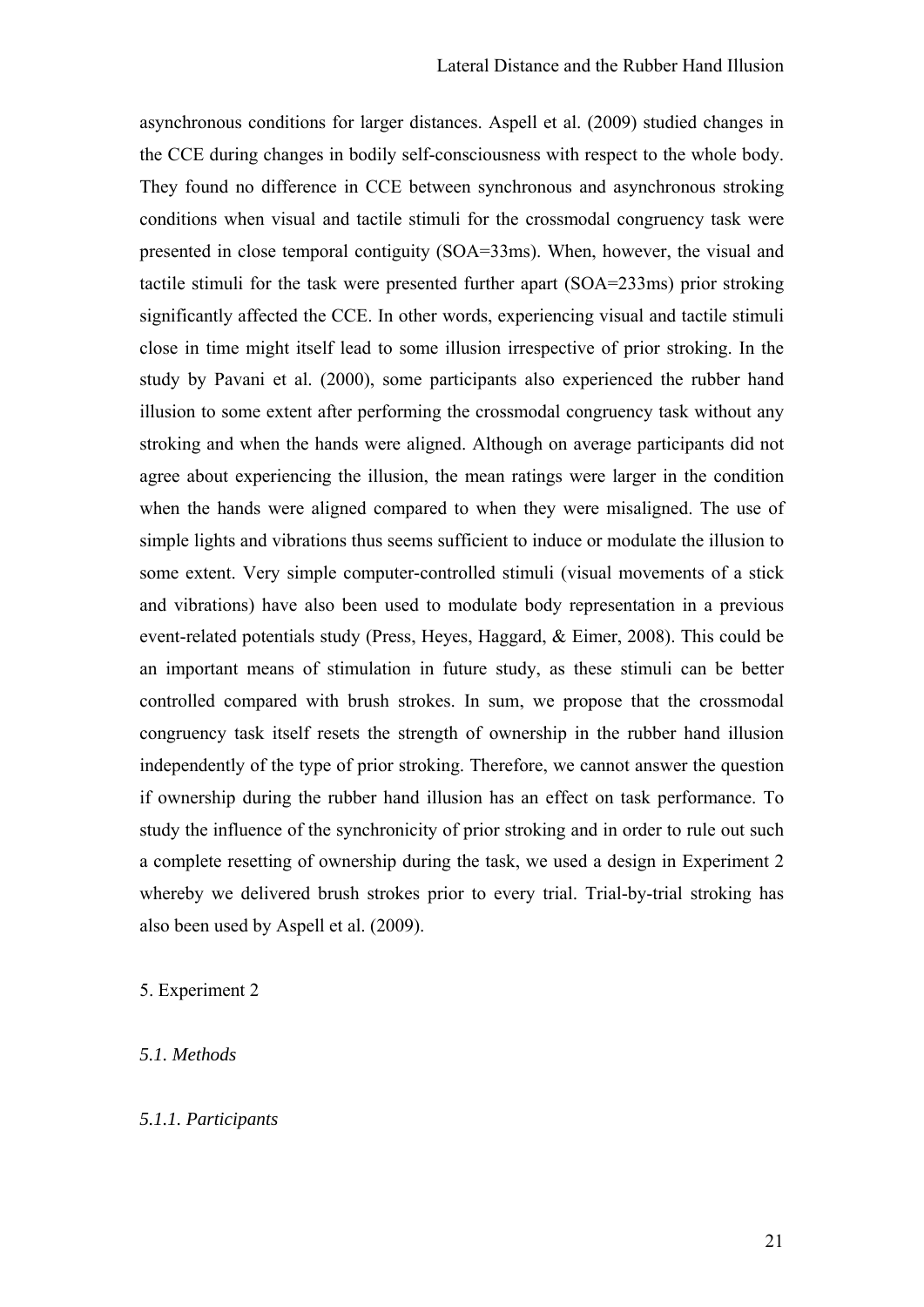asynchronous conditions for larger distances. Aspell et al. (2009) studied changes in the CCE during changes in bodily self-consciousness with respect to the whole body. They found no difference in CCE between synchronous and asynchronous stroking conditions when visual and tactile stimuli for the crossmodal congruency task were presented in close temporal contiguity (SOA=33ms). When, however, the visual and tactile stimuli for the task were presented further apart (SOA=233ms) prior stroking significantly affected the CCE. In other words, experiencing visual and tactile stimuli close in time might itself lead to some illusion irrespective of prior stroking. In the study by Pavani et al. (2000), some participants also experienced the rubber hand illusion to some extent after performing the crossmodal congruency task without any stroking and when the hands were aligned. Although on average participants did not agree about experiencing the illusion, the mean ratings were larger in the condition when the hands were aligned compared to when they were misaligned. The use of simple lights and vibrations thus seems sufficient to induce or modulate the illusion to some extent. Very simple computer-controlled stimuli (visual movements of a stick and vibrations) have also been used to modulate body representation in a previous event-related potentials study (Press, Heyes, Haggard, & Eimer, 2008). This could be an important means of stimulation in future study, as these stimuli can be better controlled compared with brush strokes. In sum, we propose that the crossmodal congruency task itself resets the strength of ownership in the rubber hand illusion independently of the type of prior stroking. Therefore, we cannot answer the question if ownership during the rubber hand illusion has an effect on task performance. To study the influence of the synchronicity of prior stroking and in order to rule out such a complete resetting of ownership during the task, we used a design in Experiment 2 whereby we delivered brush strokes prior to every trial. Trial-by-trial stroking has also been used by Aspell et al. (2009).

## 5. Experiment 2

### *5.1. Methods*

#### *5.1.1. Participants*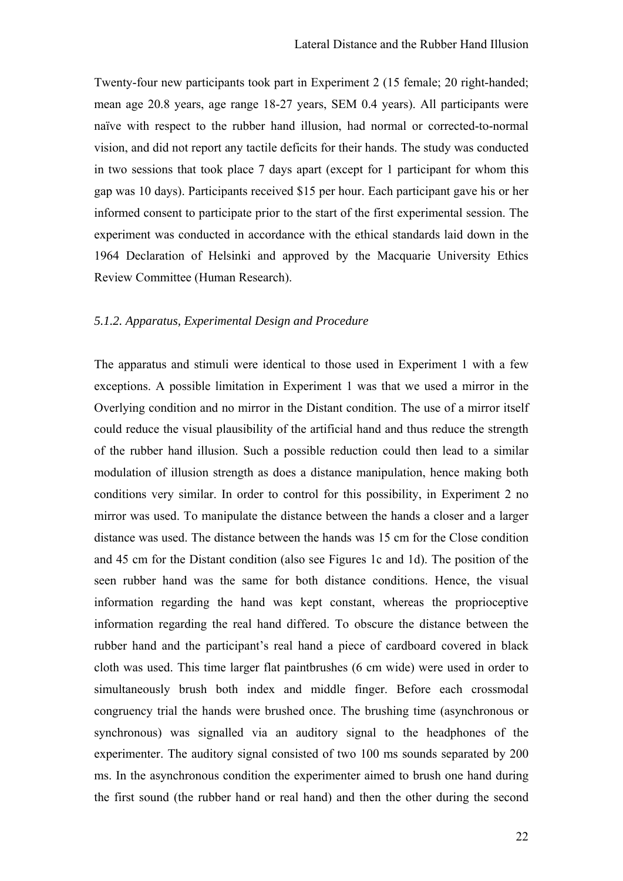Twenty-four new participants took part in Experiment 2 (15 female; 20 right-handed; mean age 20.8 years, age range 18-27 years, SEM 0.4 years). All participants were naïve with respect to the rubber hand illusion, had normal or corrected-to-normal vision, and did not report any tactile deficits for their hands. The study was conducted in two sessions that took place 7 days apart (except for 1 participant for whom this gap was 10 days). Participants received \$15 per hour. Each participant gave his or her informed consent to participate prior to the start of the first experimental session. The experiment was conducted in accordance with the ethical standards laid down in the 1964 Declaration of Helsinki and approved by the Macquarie University Ethics Review Committee (Human Research).

### *5.1.2. Apparatus, Experimental Design and Procedure*

The apparatus and stimuli were identical to those used in Experiment 1 with a few exceptions. A possible limitation in Experiment 1 was that we used a mirror in the Overlying condition and no mirror in the Distant condition. The use of a mirror itself could reduce the visual plausibility of the artificial hand and thus reduce the strength of the rubber hand illusion. Such a possible reduction could then lead to a similar modulation of illusion strength as does a distance manipulation, hence making both conditions very similar. In order to control for this possibility, in Experiment 2 no mirror was used. To manipulate the distance between the hands a closer and a larger distance was used. The distance between the hands was 15 cm for the Close condition and 45 cm for the Distant condition (also see Figures 1c and 1d). The position of the seen rubber hand was the same for both distance conditions. Hence, the visual information regarding the hand was kept constant, whereas the proprioceptive information regarding the real hand differed. To obscure the distance between the rubber hand and the participant's real hand a piece of cardboard covered in black cloth was used. This time larger flat paintbrushes (6 cm wide) were used in order to simultaneously brush both index and middle finger. Before each crossmodal congruency trial the hands were brushed once. The brushing time (asynchronous or synchronous) was signalled via an auditory signal to the headphones of the experimenter. The auditory signal consisted of two 100 ms sounds separated by 200 ms. In the asynchronous condition the experimenter aimed to brush one hand during the first sound (the rubber hand or real hand) and then the other during the second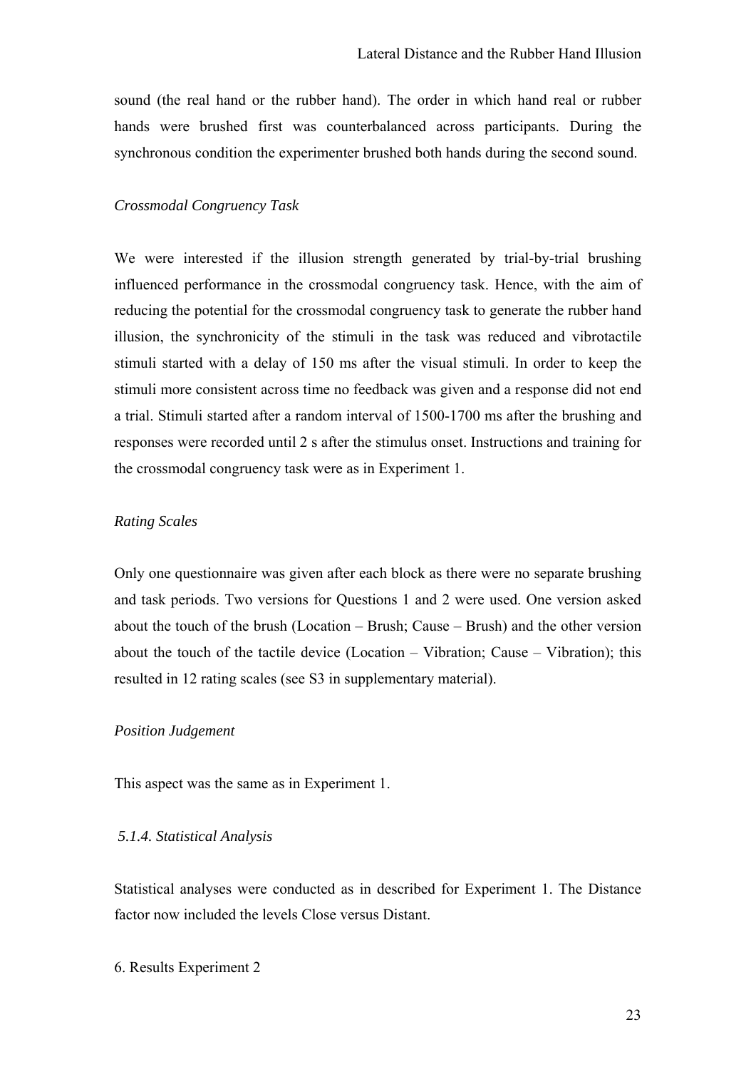sound (the real hand or the rubber hand). The order in which hand real or rubber hands were brushed first was counterbalanced across participants. During the synchronous condition the experimenter brushed both hands during the second sound.

*Crossmodal Congruency Task*

We were interested if the illusion strength generated by trial-by-trial brushing influenced performance in the crossmodal congruency task. Hence, with the aim of reducing the potential for the crossmodal congruency task to generate the rubber hand illusion, the synchronicity of the stimuli in the task was reduced and vibrotactile stimuli started with a delay of 150 ms after the visual stimuli. In order to keep the stimuli more consistent across time no feedback was given and a response did not end a trial. Stimuli started after a random interval of 1500-1700 ms after the brushing and responses were recorded until 2 s after the stimulus onset. Instructions and training for the crossmodal congruency task were as in Experiment 1.

*Rating Scales*

Only one questionnaire was given after each block as there were no separate brushing and task periods. Two versions for Questions 1 and 2 were used. One version asked about the touch of the brush (Location – Brush; Cause – Brush) and the other version about the touch of the tactile device (Location – Vibration; Cause – Vibration); this resulted in 12 rating scales (see S3 in supplementary material).

*Position Judgement*

This aspect was the same as in Experiment 1.

### *5.1.4. Statistical Analysis*

Statistical analyses were conducted as in described for Experiment 1. The Distance factor now included the levels Close versus Distant.

## 6. Results Experiment 2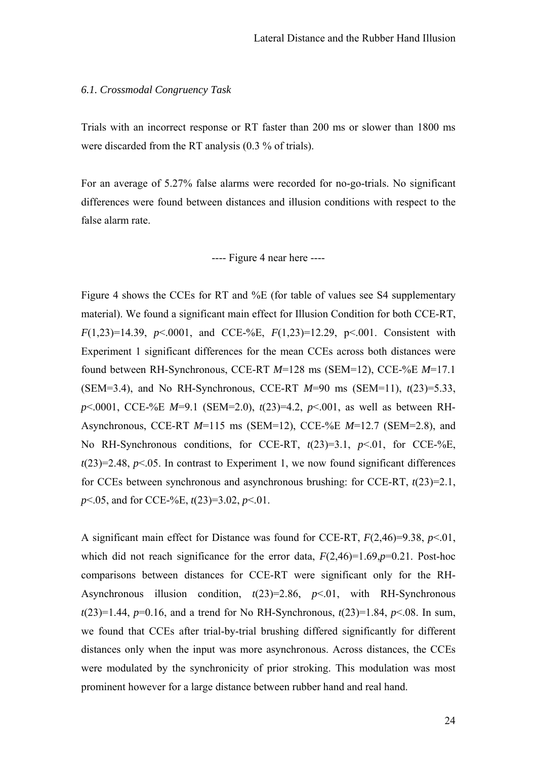*6.1. Crossmodal Congruency Task*

Trials with an incorrect response or RT faster than 200 ms or slower than 1800 ms were discarded from the RT analysis (0.3 % of trials).

For an average of 5.27% false alarms were recorded for no-go-trials. No significant differences were found between distances and illusion conditions with respect to the false alarm rate.

---- Figure 4 near here ----

Figure 4 shows the CCEs for RT and %E (for table of values see S4 supplementary material). We found a significant main effect for Illusion Condition for both CCE-RT, $F(1,23)=14.39$, $p<.0001$, and CCE-%E, $F(1,23)=12.29$, $p<.001$. Consistent with Experiment 1 significant differences for the mean CCEs across both distances were found between RH-Synchronous, CCE-RT $M=128$ ms (SEM=12), CCE-%E $M=17.1$ (SEM=3.4), and No RH-Synchronous, CCE-RT $M=90$ ms (SEM=11), $t(23)=5.33$, $p<.0001$, CCE-%E $M=9.1$ (SEM=2.0), $t(23)=4.2$, $p<.001$, as well as between RH-Asynchronous, CCE-RT $M=115$ ms (SEM=12), CCE-%E $M=12.7$ (SEM=2.8), and No RH-Synchronous conditions, for CCE-RT, $t(23)=3.1$, $p<.01$, for CCE-%E, $t(23)=2.48$, $p<.05$. In contrast to Experiment 1, we now found significant differences for CCEs between synchronous and asynchronous brushing: for CCE-RT, $t(23)=2.1$, $p<.05$, and for CCE-%E, $t(23)=3.02$, $p<.01$.

A significant main effect for Distance was found for CCE-RT, $F(2,46)=9.38$, $p<.01$, which did not reach significance for the error data, $F(2,46)=1.69$,$p=0.21$. Post-hoc comparisons between distances for CCE-RT were significant only for the RH-Asynchronous illusion condition, $t(23)=2.86$, $p<.01$, with RH-Synchronous $t(23)=1.44$, $p=0.16$, and a trend for No RH-Synchronous, $t(23)=1.84$, $p<.08$. In sum, we found that CCEs after trial-by-trial brushing differed significantly for different distances only when the input was more asynchronous. Across distances, the CCEs were modulated by the synchronicity of prior stroking. This modulation was most prominent however for a large distance between rubber hand and real hand.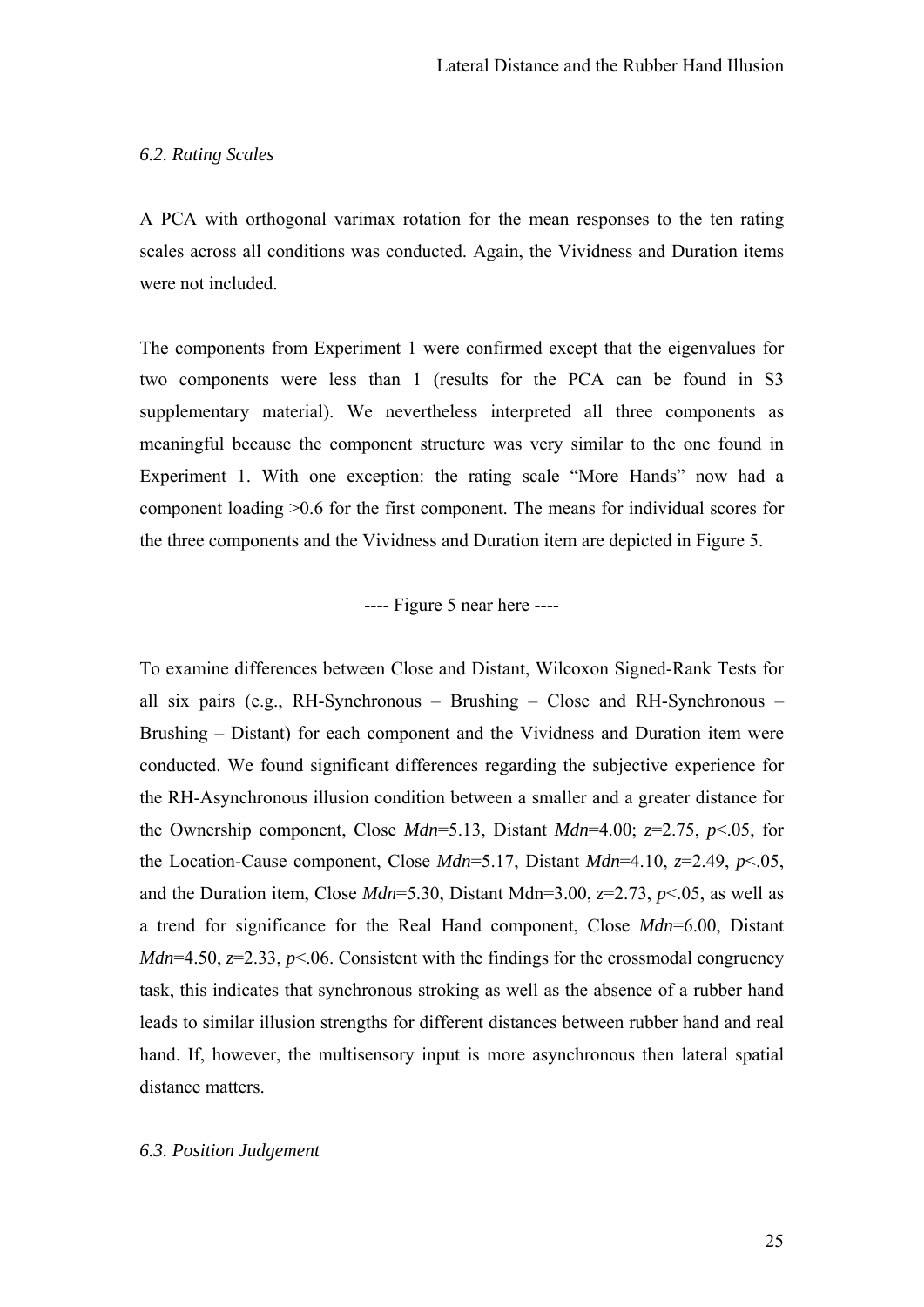### *6.2. Rating Scales*

A PCA with orthogonal varimax rotation for the mean responses to the ten rating scales across all conditions was conducted. Again, the Vividness and Duration items were not included.

The components from Experiment 1 were confirmed except that the eigenvalues for two components were less than 1 (results for the PCA can be found in S3 supplementary material). We nevertheless interpreted all three components as meaningful because the component structure was very similar to the one found in Experiment 1. With one exception: the rating scale "More Hands" now had a component loading >0.6 for the first component. The means for individual scores for the three components and the Vividness and Duration item are depicted in Figure 5.

---- Figure 5 near here ----

To examine differences between Close and Distant, Wilcoxon Signed-Rank Tests for all six pairs (e.g., RH-Synchronous – Brushing – Close and RH-Synchronous – Brushing – Distant) for each component and the Vividness and Duration item were conducted. We found significant differences regarding the subjective experience for the RH-Asynchronous illusion condition between a smaller and a greater distance for the Ownership component, Close $Mdn$=5.13, Distant $Mdn$=4.00; $z$=2.75, $p$<.05, for the Location-Cause component, Close $Mdn$=5.17, Distant $Mdn$=4.10, $z$=2.49, $p$<.05, and the Duration item, Close $Mdn$=5.30, Distant Mdn=3.00, $z$=2.73, $p$<.05, as well as a trend for significance for the Real Hand component, Close $Mdn$=6.00, Distant $Mdn$=4.50, $z$=2.33, $p$<.06. Consistent with the findings for the crossmodal congruency task, this indicates that synchronous stroking as well as the absence of a rubber hand leads to similar illusion strengths for different distances between rubber hand and real hand. If, however, the multisensory input is more asynchronous then lateral spatial distance matters.

### *6.3. Position Judgement*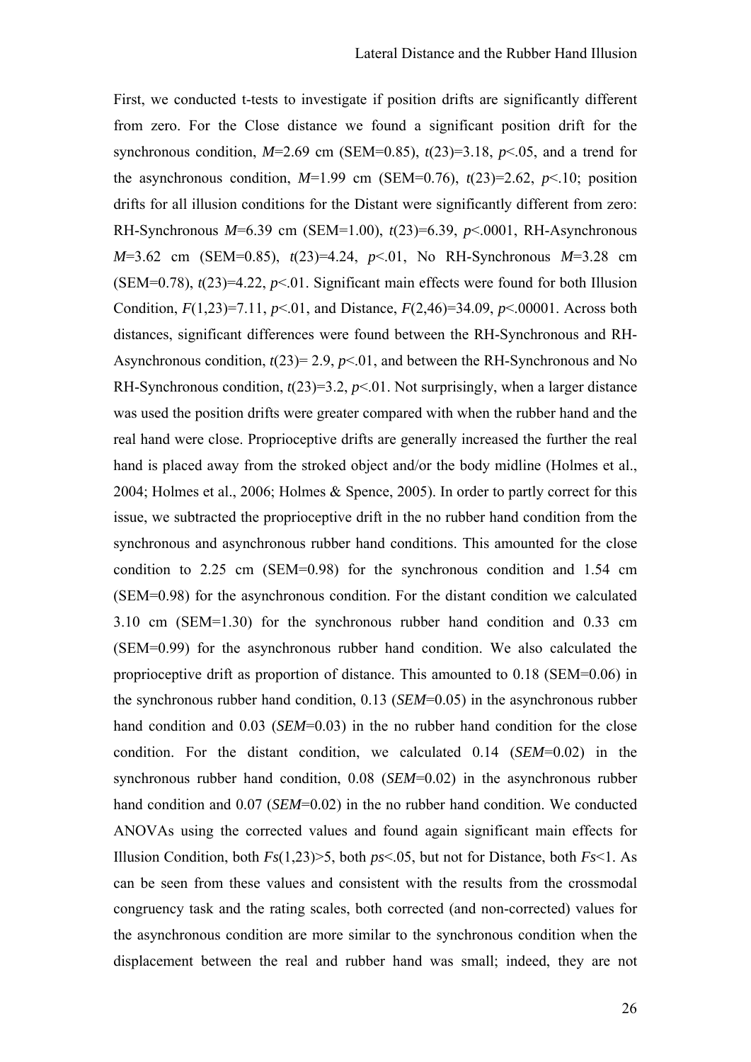First, we conducted t-tests to investigate if position drifts are significantly different from zero. For the Close distance we found a significant position drift for the synchronous condition, $M$=2.69 cm (SEM=0.85), $t(23)=3.18$, $p<.05$, and a trend for the asynchronous condition, $M$=1.99 cm (SEM=0.76), $t(23)=2.62$, $p<.10$; position drifts for all illusion conditions for the Distant were significantly different from zero: RH-Synchronous $M$=6.39 cm (SEM=1.00), $t(23)=6.39$, $p<.0001$, RH-Asynchronous $M$=3.62 cm (SEM=0.85), $t(23)=4.24$, $p<.01$, No RH-Synchronous $M$=3.28 cm (SEM=0.78), $t(23)=4.22$, $p<.01$. Significant main effects were found for both Illusion Condition, $F(1,23)=7.11$, $p<.01$, and Distance, $F(2,46)=34.09$, $p<.00001$. Across both distances, significant differences were found between the RH-Synchronous and RH-Asynchronous condition, $t(23)= 2.9$, $p<.01$, and between the RH-Synchronous and No RH-Synchronous condition, $t(23)=3.2$, $p<.01$. Not surprisingly, when a larger distance was used the position drifts were greater compared with when the rubber hand and the real hand were close. Proprioceptive drifts are generally increased the further the real hand is placed away from the stroked object and/or the body midline (Holmes et al., 2004; Holmes et al., 2006; Holmes & Spence, 2005). In order to partly correct for this issue, we subtracted the proprioceptive drift in the no rubber hand condition from the synchronous and asynchronous rubber hand conditions. This amounted for the close condition to 2.25 cm (SEM=0.98) for the synchronous condition and 1.54 cm (SEM=0.98) for the asynchronous condition. For the distant condition we calculated 3.10 cm (SEM=1.30) for the synchronous rubber hand condition and 0.33 cm (SEM=0.99) for the asynchronous rubber hand condition. We also calculated the proprioceptive drift as proportion of distance. This amounted to 0.18 (SEM=0.06) in the synchronous rubber hand condition, 0.13 (*SEM*=0.05) in the asynchronous rubber hand condition and 0.03 (*SEM*=0.03) in the no rubber hand condition for the close condition. For the distant condition, we calculated 0.14 (*SEM*=0.02) in the synchronous rubber hand condition, 0.08 (*SEM*=0.02) in the asynchronous rubber hand condition and 0.07 (*SEM*=0.02) in the no rubber hand condition. We conducted ANOVAs using the corrected values and found again significant main effects for Illusion Condition, both $Fs(1,23)>5$, both $ps<.05$, but not for Distance, both $Fs<1$. As can be seen from these values and consistent with the results from the crossmodal congruency task and the rating scales, both corrected (and non-corrected) values for the asynchronous condition are more similar to the synchronous condition when the displacement between the real and rubber hand was small; indeed, they are not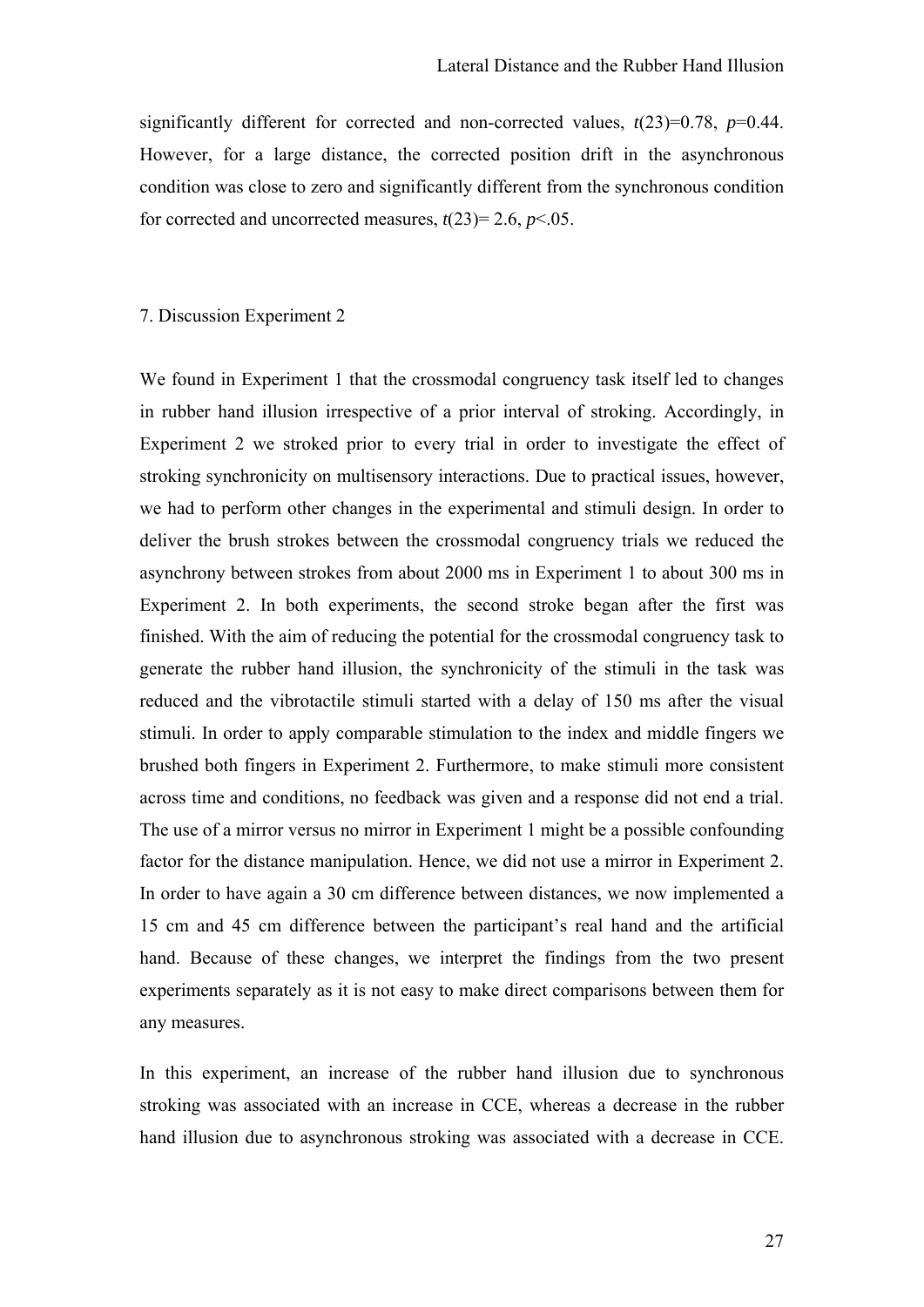significantly different for corrected and non-corrected values, $t(23)=0.78$, $p=0.44$. However, for a large distance, the corrected position drift in the asynchronous condition was close to zero and significantly different from the synchronous condition for corrected and uncorrected measures, $t(23)= 2.6$, $p<.05$.

## 7. Discussion Experiment 2

We found in Experiment 1 that the crossmodal congruency task itself led to changes in rubber hand illusion irrespective of a prior interval of stroking. Accordingly, in Experiment 2 we stroked prior to every trial in order to investigate the effect of stroking synchronicity on multisensory interactions. Due to practical issues, however, we had to perform other changes in the experimental and stimuli design. In order to deliver the brush strokes between the crossmodal congruency trials we reduced the asynchrony between strokes from about 2000 ms in Experiment 1 to about 300 ms in Experiment 2. In both experiments, the second stroke began after the first was finished. With the aim of reducing the potential for the crossmodal congruency task to generate the rubber hand illusion, the synchronicity of the stimuli in the task was reduced and the vibrotactile stimuli started with a delay of 150 ms after the visual stimuli. In order to apply comparable stimulation to the index and middle fingers we brushed both fingers in Experiment 2. Furthermore, to make stimuli more consistent across time and conditions, no feedback was given and a response did not end a trial. The use of a mirror versus no mirror in Experiment 1 might be a possible confounding factor for the distance manipulation. Hence, we did not use a mirror in Experiment 2. In order to have again a 30 cm difference between distances, we now implemented a 15 cm and 45 cm difference between the participant's real hand and the artificial hand. Because of these changes, we interpret the findings from the two present experiments separately as it is not easy to make direct comparisons between them for any measures.

In this experiment, an increase of the rubber hand illusion due to synchronous stroking was associated with an increase in CCE, whereas a decrease in the rubber hand illusion due to asynchronous stroking was associated with a decrease in CCE.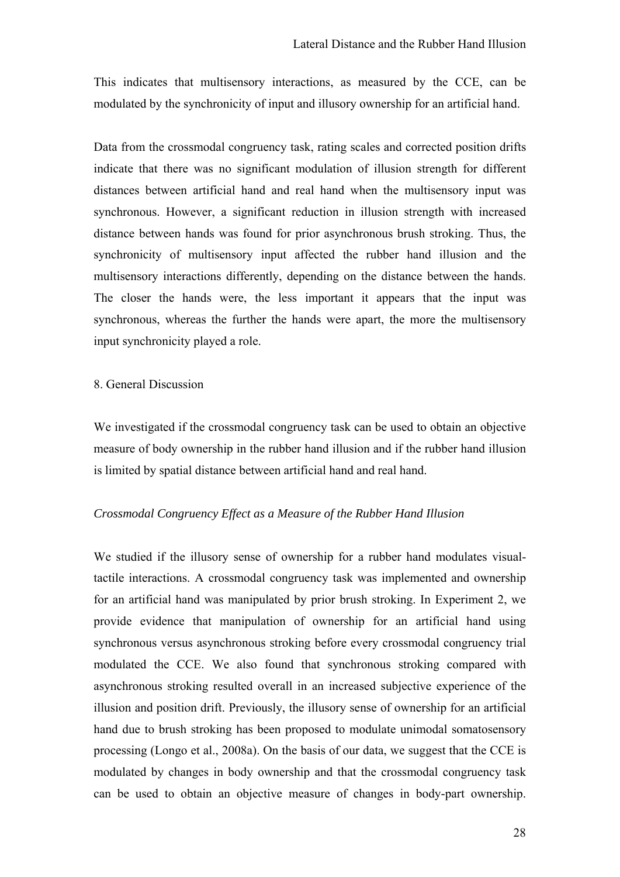This indicates that multisensory interactions, as measured by the CCE, can be modulated by the synchronicity of input and illusory ownership for an artificial hand.

Data from the crossmodal congruency task, rating scales and corrected position drifts indicate that there was no significant modulation of illusion strength for different distances between artificial hand and real hand when the multisensory input was synchronous. However, a significant reduction in illusion strength with increased distance between hands was found for prior asynchronous brush stroking. Thus, the synchronicity of multisensory input affected the rubber hand illusion and the multisensory interactions differently, depending on the distance between the hands. The closer the hands were, the less important it appears that the input was synchronous, whereas the further the hands were apart, the more the multisensory input synchronicity played a role.

## 8. General Discussion

We investigated if the crossmodal congruency task can be used to obtain an objective measure of body ownership in the rubber hand illusion and if the rubber hand illusion is limited by spatial distance between artificial hand and real hand.

### *Crossmodal Congruency Effect as a Measure of the Rubber Hand Illusion*

We studied if the illusory sense of ownership for a rubber hand modulates visual-tactile interactions. A crossmodal congruency task was implemented and ownership for an artificial hand was manipulated by prior brush stroking. In Experiment 2, we provide evidence that manipulation of ownership for an artificial hand using synchronous versus asynchronous stroking before every crossmodal congruency trial modulated the CCE. We also found that synchronous stroking compared with asynchronous stroking resulted overall in an increased subjective experience of the illusion and position drift. Previously, the illusory sense of ownership for an artificial hand due to brush stroking has been proposed to modulate unimodal somatosensory processing (Longo et al., 2008a). On the basis of our data, we suggest that the CCE is modulated by changes in body ownership and that the crossmodal congruency task can be used to obtain an objective measure of changes in body-part ownership.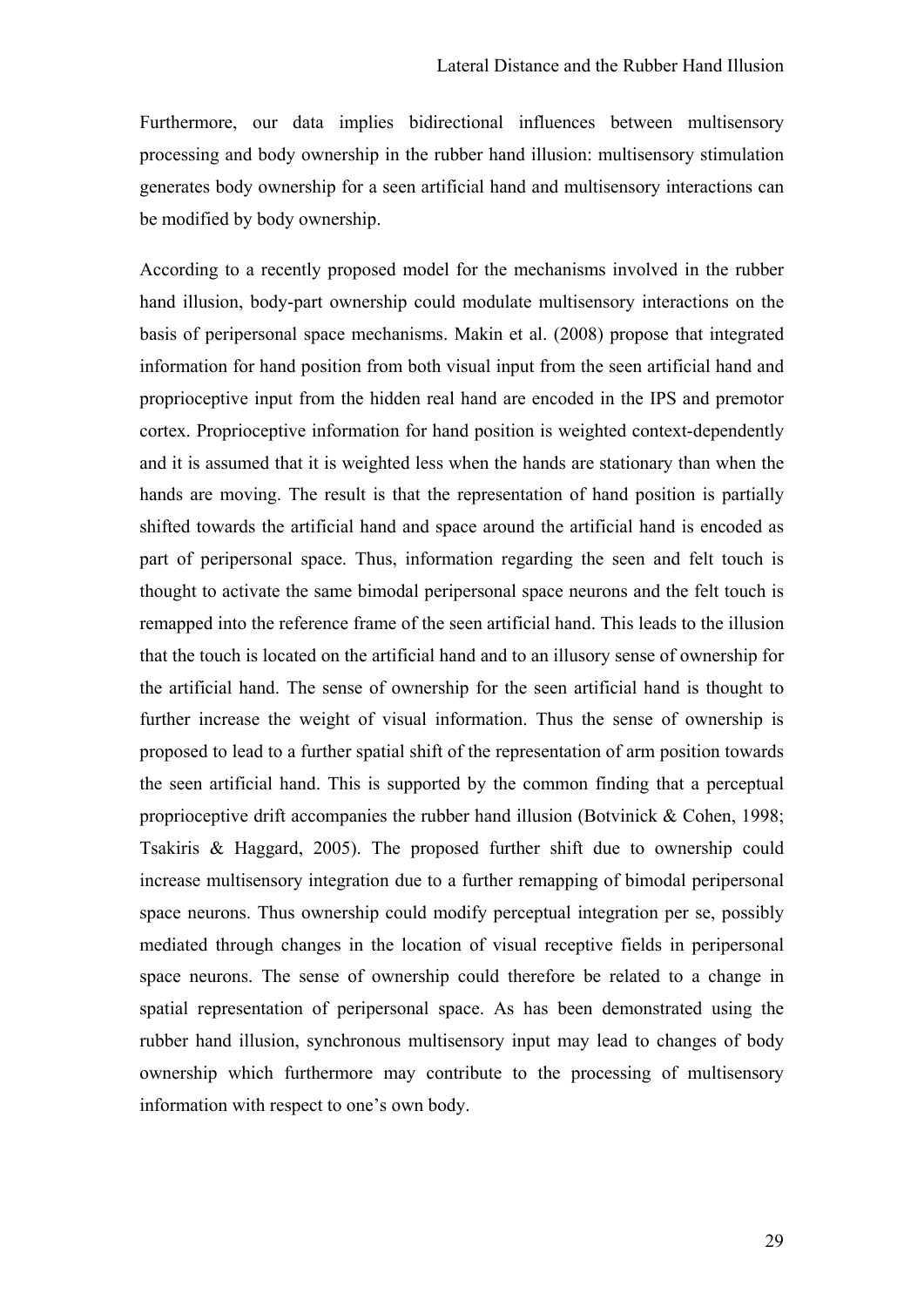Furthermore, our data implies bidirectional influences between multisensory processing and body ownership in the rubber hand illusion: multisensory stimulation generates body ownership for a seen artificial hand and multisensory interactions can be modified by body ownership.

According to a recently proposed model for the mechanisms involved in the rubber hand illusion, body-part ownership could modulate multisensory interactions on the basis of peripersonal space mechanisms. Makin et al. (2008) propose that integrated information for hand position from both visual input from the seen artificial hand and proprioceptive input from the hidden real hand are encoded in the IPS and premotor cortex. Proprioceptive information for hand position is weighted context-dependently and it is assumed that it is weighted less when the hands are stationary than when the hands are moving. The result is that the representation of hand position is partially shifted towards the artificial hand and space around the artificial hand is encoded as part of peripersonal space. Thus, information regarding the seen and felt touch is thought to activate the same bimodal peripersonal space neurons and the felt touch is remapped into the reference frame of the seen artificial hand. This leads to the illusion that the touch is located on the artificial hand and to an illusory sense of ownership for the artificial hand. The sense of ownership for the seen artificial hand is thought to further increase the weight of visual information. Thus the sense of ownership is proposed to lead to a further spatial shift of the representation of arm position towards the seen artificial hand. This is supported by the common finding that a perceptual proprioceptive drift accompanies the rubber hand illusion (Botvinick & Cohen, 1998; Tsakiris & Haggard, 2005). The proposed further shift due to ownership could increase multisensory integration due to a further remapping of bimodal peripersonal space neurons. Thus ownership could modify perceptual integration per se, possibly mediated through changes in the location of visual receptive fields in peripersonal space neurons. The sense of ownership could therefore be related to a change in spatial representation of peripersonal space. As has been demonstrated using the rubber hand illusion, synchronous multisensory input may lead to changes of body ownership which furthermore may contribute to the processing of multisensory information with respect to one's own body.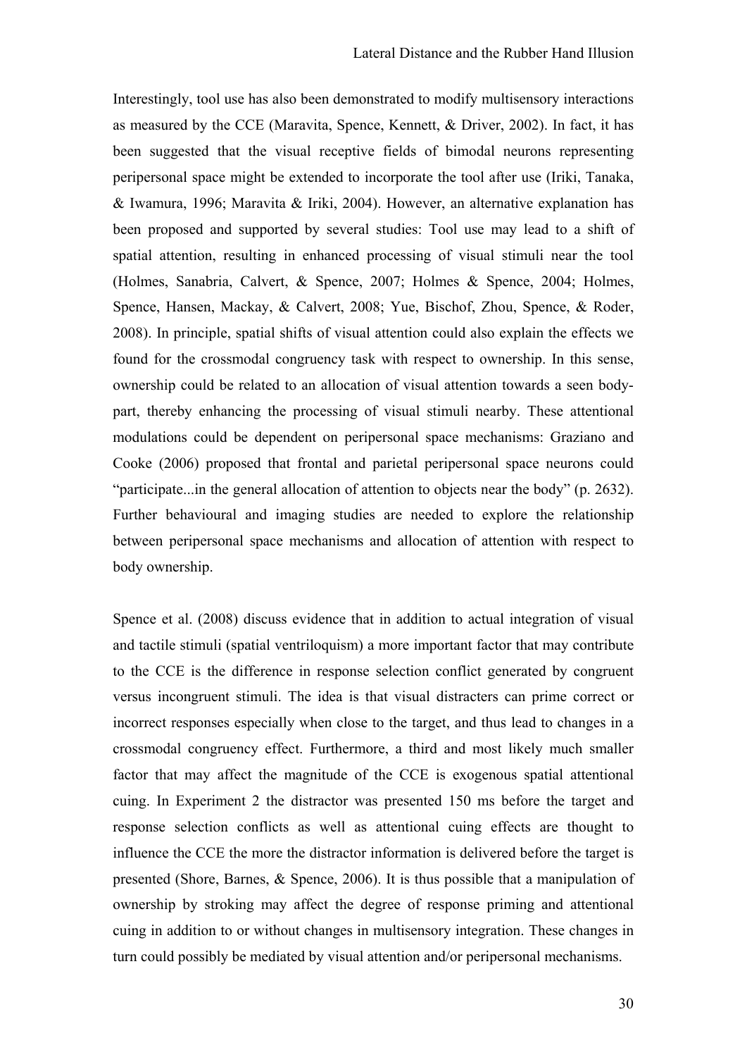Interestingly, tool use has also been demonstrated to modify multisensory interactions as measured by the CCE (Maravita, Spence, Kennett, & Driver, 2002). In fact, it has been suggested that the visual receptive fields of bimodal neurons representing peripersonal space might be extended to incorporate the tool after use (Iriki, Tanaka, & Iwamura, 1996; Maravita & Iriki, 2004). However, an alternative explanation has been proposed and supported by several studies: Tool use may lead to a shift of spatial attention, resulting in enhanced processing of visual stimuli near the tool (Holmes, Sanabria, Calvert, & Spence, 2007; Holmes & Spence, 2004; Holmes, Spence, Hansen, Mackay, & Calvert, 2008; Yue, Bischof, Zhou, Spence, & Roder, 2008). In principle, spatial shifts of visual attention could also explain the effects we found for the crossmodal congruency task with respect to ownership. In this sense, ownership could be related to an allocation of visual attention towards a seen body-part, thereby enhancing the processing of visual stimuli nearby. These attentional modulations could be dependent on peripersonal space mechanisms: Graziano and Cooke (2006) proposed that frontal and parietal peripersonal space neurons could "participate...in the general allocation of attention to objects near the body" (p. 2632). Further behavioural and imaging studies are needed to explore the relationship between peripersonal space mechanisms and allocation of attention with respect to body ownership.

Spence et al. (2008) discuss evidence that in addition to actual integration of visual and tactile stimuli (spatial ventriloquism) a more important factor that may contribute to the CCE is the difference in response selection conflict generated by congruent versus incongruent stimuli. The idea is that visual distracters can prime correct or incorrect responses especially when close to the target, and thus lead to changes in a crossmodal congruency effect. Furthermore, a third and most likely much smaller factor that may affect the magnitude of the CCE is exogenous spatial attentional cuing. In Experiment 2 the distractor was presented 150 ms before the target and response selection conflicts as well as attentional cuing effects are thought to influence the CCE the more the distractor information is delivered before the target is presented (Shore, Barnes, & Spence, 2006). It is thus possible that a manipulation of ownership by stroking may affect the degree of response priming and attentional cuing in addition to or without changes in multisensory integration. These changes in turn could possibly be mediated by visual attention and/or peripersonal mechanisms.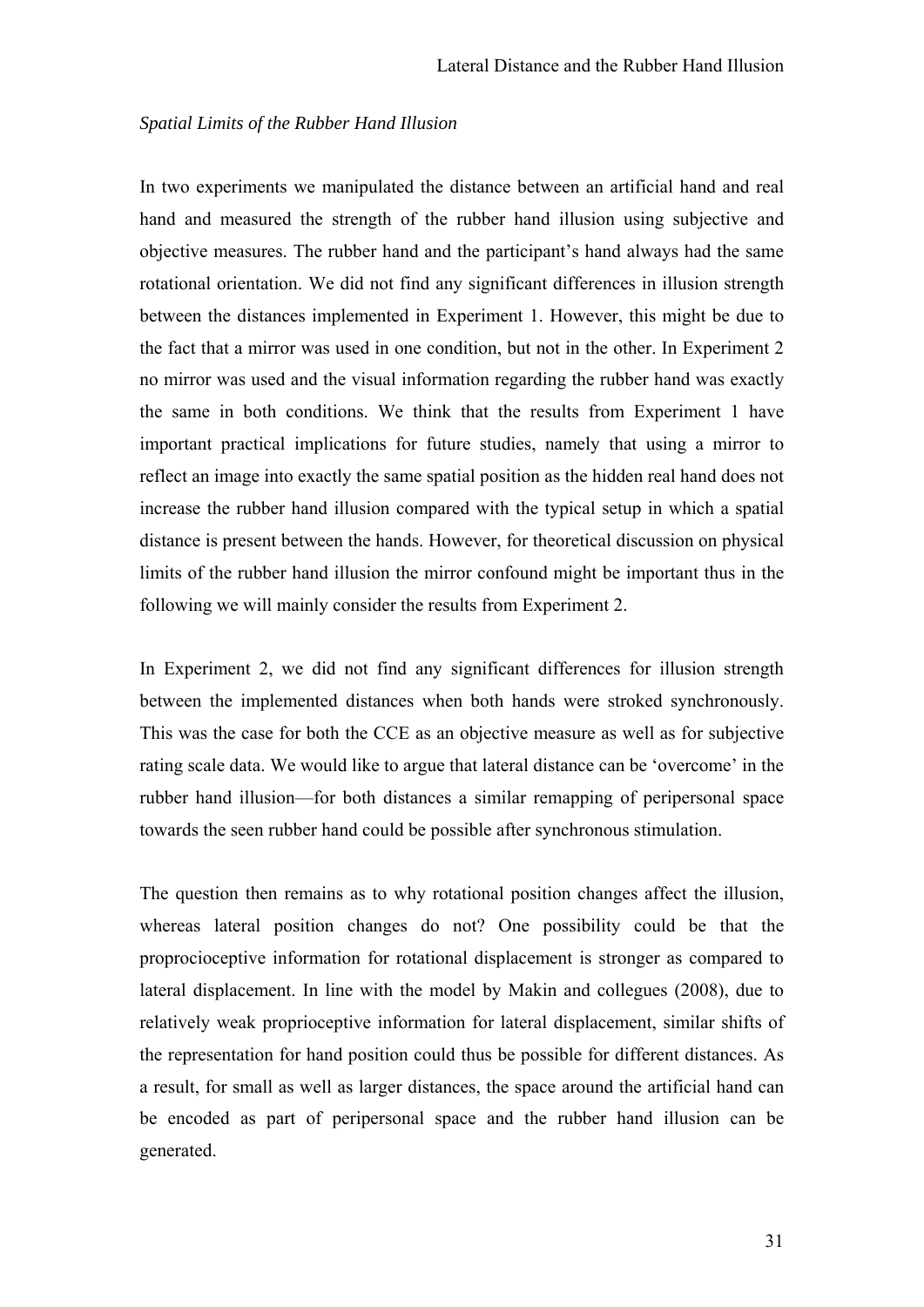*Spatial Limits of the Rubber Hand Illusion*

In two experiments we manipulated the distance between an artificial hand and real hand and measured the strength of the rubber hand illusion using subjective and objective measures. The rubber hand and the participant's hand always had the same rotational orientation. We did not find any significant differences in illusion strength between the distances implemented in Experiment 1. However, this might be due to the fact that a mirror was used in one condition, but not in the other. In Experiment 2 no mirror was used and the visual information regarding the rubber hand was exactly the same in both conditions. We think that the results from Experiment 1 have important practical implications for future studies, namely that using a mirror to reflect an image into exactly the same spatial position as the hidden real hand does not increase the rubber hand illusion compared with the typical setup in which a spatial distance is present between the hands. However, for theoretical discussion on physical limits of the rubber hand illusion the mirror confound might be important thus in the following we will mainly consider the results from Experiment 2.

In Experiment 2, we did not find any significant differences for illusion strength between the implemented distances when both hands were stroked synchronously. This was the case for both the CCE as an objective measure as well as for subjective rating scale data. We would like to argue that lateral distance can be 'overcome' in the rubber hand illusion—for both distances a similar remapping of peripersonal space towards the seen rubber hand could be possible after synchronous stimulation.

The question then remains as to why rotational position changes affect the illusion, whereas lateral position changes do not? One possibility could be that the proprocioceptive information for rotational displacement is stronger as compared to lateral displacement. In line with the model by Makin and collegues (2008), due to relatively weak proprioceptive information for lateral displacement, similar shifts of the representation for hand position could thus be possible for different distances. As a result, for small as well as larger distances, the space around the artificial hand can be encoded as part of peripersonal space and the rubber hand illusion can be generated.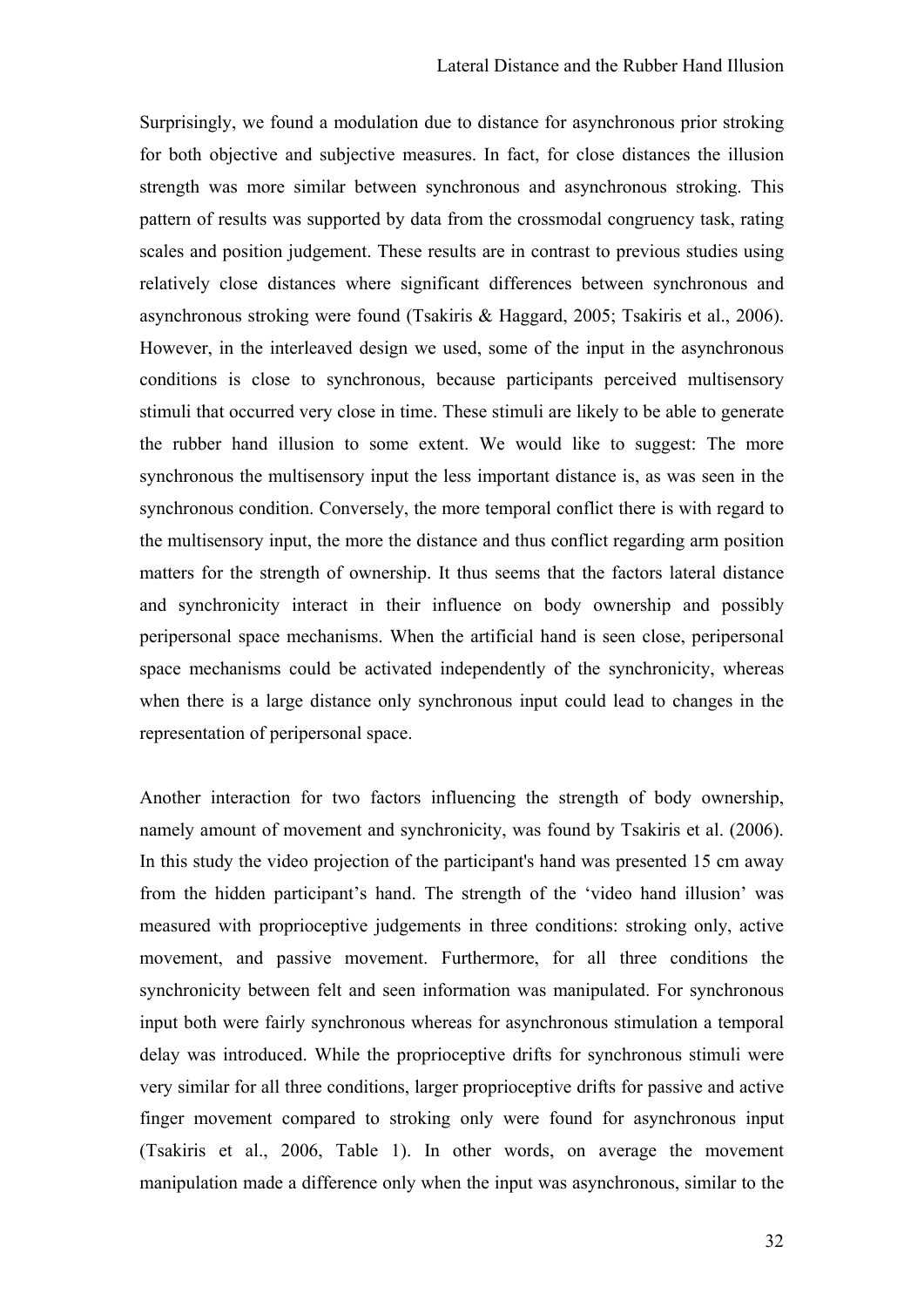Surprisingly, we found a modulation due to distance for asynchronous prior stroking for both objective and subjective measures. In fact, for close distances the illusion strength was more similar between synchronous and asynchronous stroking. This pattern of results was supported by data from the crossmodal congruency task, rating scales and position judgement. These results are in contrast to previous studies using relatively close distances where significant differences between synchronous and asynchronous stroking were found (Tsakiris & Haggard, 2005; Tsakiris et al., 2006). However, in the interleaved design we used, some of the input in the asynchronous conditions is close to synchronous, because participants perceived multisensory stimuli that occurred very close in time. These stimuli are likely to be able to generate the rubber hand illusion to some extent. We would like to suggest: The more synchronous the multisensory input the less important distance is, as was seen in the synchronous condition. Conversely, the more temporal conflict there is with regard to the multisensory input, the more the distance and thus conflict regarding arm position matters for the strength of ownership. It thus seems that the factors lateral distance and synchronicity interact in their influence on body ownership and possibly peripersonal space mechanisms. When the artificial hand is seen close, peripersonal space mechanisms could be activated independently of the synchronicity, whereas when there is a large distance only synchronous input could lead to changes in the representation of peripersonal space.

Another interaction for two factors influencing the strength of body ownership, namely amount of movement and synchronicity, was found by Tsakiris et al. (2006). In this study the video projection of the participant's hand was presented 15 cm away from the hidden participant's hand. The strength of the 'video hand illusion' was measured with proprioceptive judgements in three conditions: stroking only, active movement, and passive movement. Furthermore, for all three conditions the synchronicity between felt and seen information was manipulated. For synchronous input both were fairly synchronous whereas for asynchronous stimulation a temporal delay was introduced. While the proprioceptive drifts for synchronous stimuli were very similar for all three conditions, larger proprioceptive drifts for passive and active finger movement compared to stroking only were found for asynchronous input (Tsakiris et al., 2006, Table 1). In other words, on average the movement manipulation made a difference only when the input was asynchronous, similar to the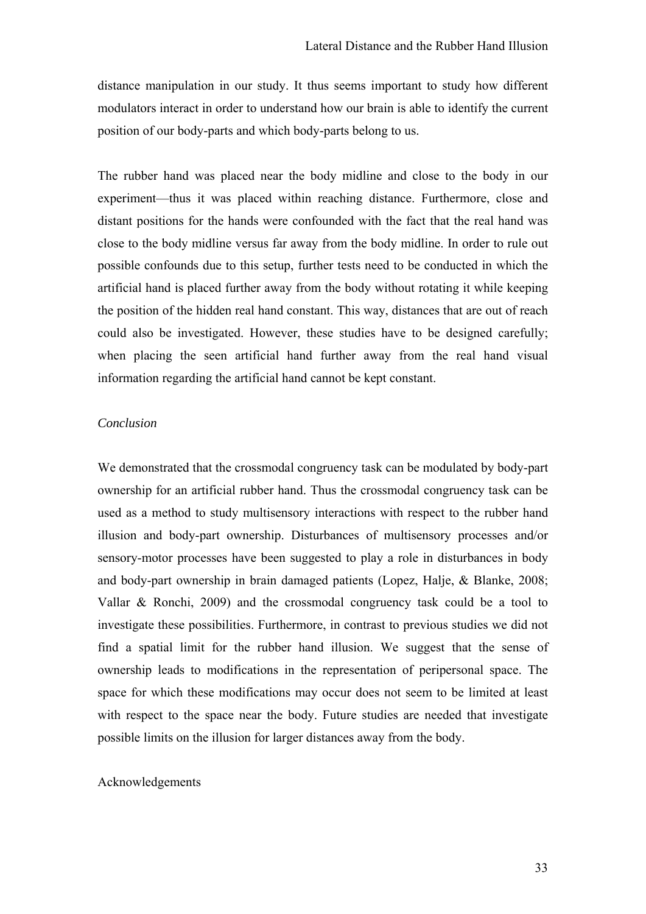distance manipulation in our study. It thus seems important to study how different modulators interact in order to understand how our brain is able to identify the current position of our body-parts and which body-parts belong to us.

The rubber hand was placed near the body midline and close to the body in our experiment—thus it was placed within reaching distance. Furthermore, close and distant positions for the hands were confounded with the fact that the real hand was close to the body midline versus far away from the body midline. In order to rule out possible confounds due to this setup, further tests need to be conducted in which the artificial hand is placed further away from the body without rotating it while keeping the position of the hidden real hand constant. This way, distances that are out of reach could also be investigated. However, these studies have to be designed carefully; when placing the seen artificial hand further away from the real hand visual information regarding the artificial hand cannot be kept constant.

*Conclusion*

We demonstrated that the crossmodal congruency task can be modulated by body-part ownership for an artificial rubber hand. Thus the crossmodal congruency task can be used as a method to study multisensory interactions with respect to the rubber hand illusion and body-part ownership. Disturbances of multisensory processes and/or sensory-motor processes have been suggested to play a role in disturbances in body and body-part ownership in brain damaged patients (Lopez, Halje, & Blanke, 2008; Vallar & Ronchi, 2009) and the crossmodal congruency task could be a tool to investigate these possibilities. Furthermore, in contrast to previous studies we did not find a spatial limit for the rubber hand illusion. We suggest that the sense of ownership leads to modifications in the representation of peripersonal space. The space for which these modifications may occur does not seem to be limited at least with respect to the space near the body. Future studies are needed that investigate possible limits on the illusion for larger distances away from the body.

Acknowledgements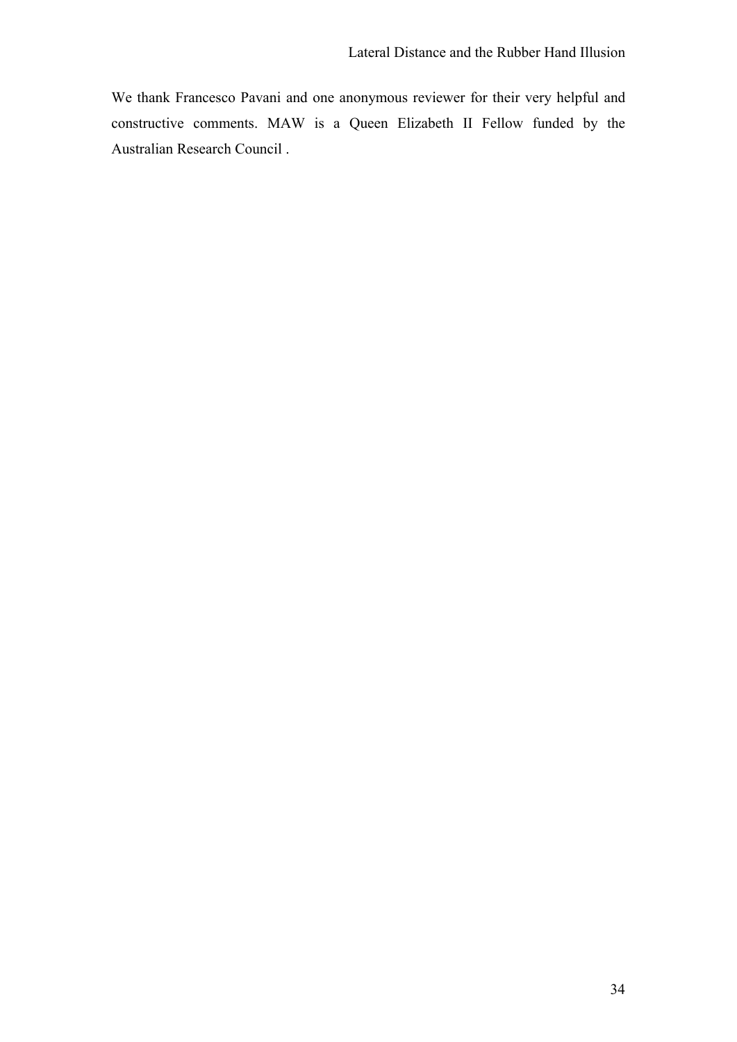We thank Francesco Pavani and one anonymous reviewer for their very helpful and constructive comments. MAW is a Queen Elizabeth II Fellow funded by the Australian Research Council .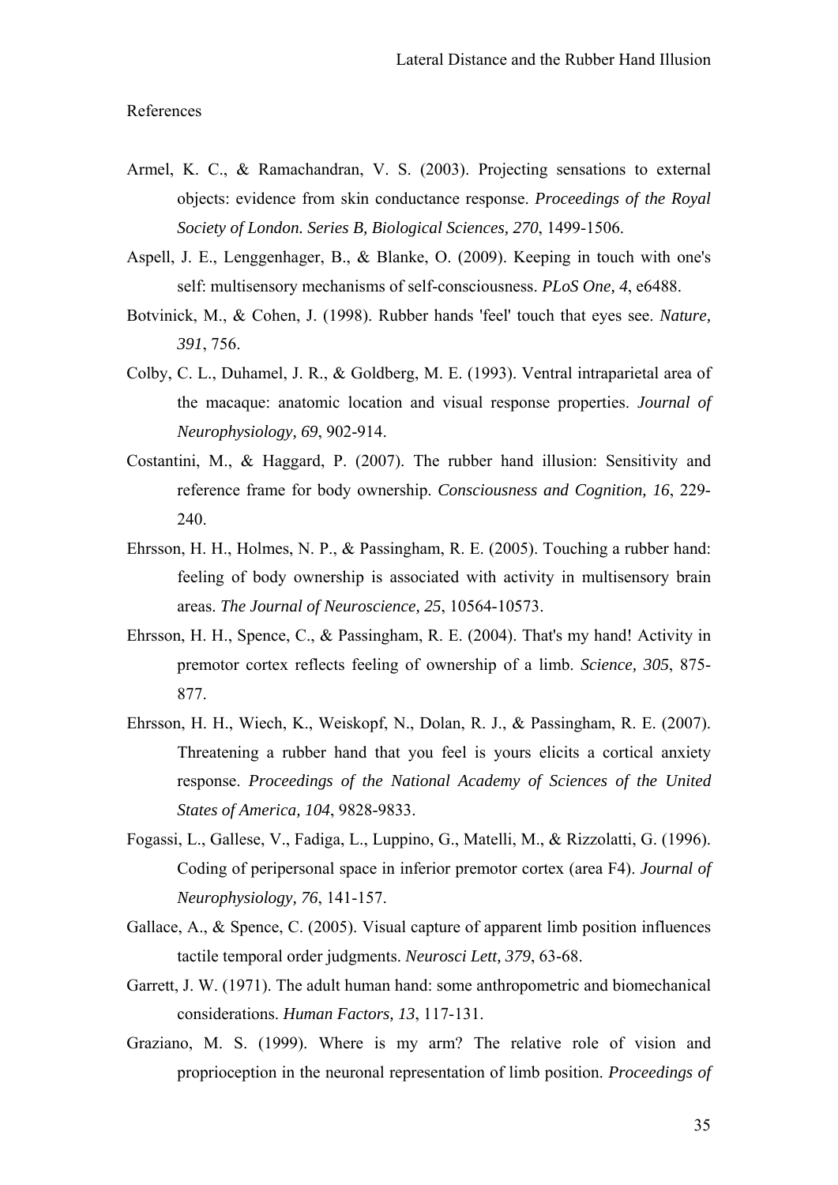References

Armel, K. C., & Ramachandran, V. S. (2003). Projecting sensations to external objects: evidence from skin conductance response. *Proceedings of the Royal Society of London. Series B, Biological Sciences, 270*, 1499-1506.

Aspell, J. E., Lenggenhager, B., & Blanke, O. (2009). Keeping in touch with one's self: multisensory mechanisms of self-consciousness. *PLoS One, 4*, e6488.

Botvinick, M., & Cohen, J. (1998). Rubber hands 'feel' touch that eyes see. *Nature, 391*, 756.

Colby, C. L., Duhamel, J. R., & Goldberg, M. E. (1993). Ventral intraparietal area of the macaque: anatomic location and visual response properties. *Journal of Neurophysiology, 69*, 902-914.

Costantini, M., & Haggard, P. (2007). The rubber hand illusion: Sensitivity and reference frame for body ownership. *Consciousness and Cognition, 16*, 229-240.

Ehrsson, H. H., Holmes, N. P., & Passingham, R. E. (2005). Touching a rubber hand: feeling of body ownership is associated with activity in multisensory brain areas. *The Journal of Neuroscience, 25*, 10564-10573.

Ehrsson, H. H., Spence, C., & Passingham, R. E. (2004). That's my hand! Activity in premotor cortex reflects feeling of ownership of a limb. *Science, 305*, 875-877.

Ehrsson, H. H., Wiech, K., Weiskopf, N., Dolan, R. J., & Passingham, R. E. (2007). Threatening a rubber hand that you feel is yours elicits a cortical anxiety response. *Proceedings of the National Academy of Sciences of the United States of America, 104*, 9828-9833.

Fogassi, L., Gallese, V., Fadiga, L., Luppino, G., Matelli, M., & Rizzolatti, G. (1996). Coding of peripersonal space in inferior premotor cortex (area F4). *Journal of Neurophysiology, 76*, 141-157.

Gallace, A., & Spence, C. (2005). Visual capture of apparent limb position influences tactile temporal order judgments. *Neurosci Lett, 379*, 63-68.

Garrett, J. W. (1971). The adult human hand: some anthropometric and biomechanical considerations. *Human Factors, 13*, 117-131.

Graziano, M. S. (1999). Where is my arm? The relative role of vision and proprioception in the neuronal representation of limb position. *Proceedings of*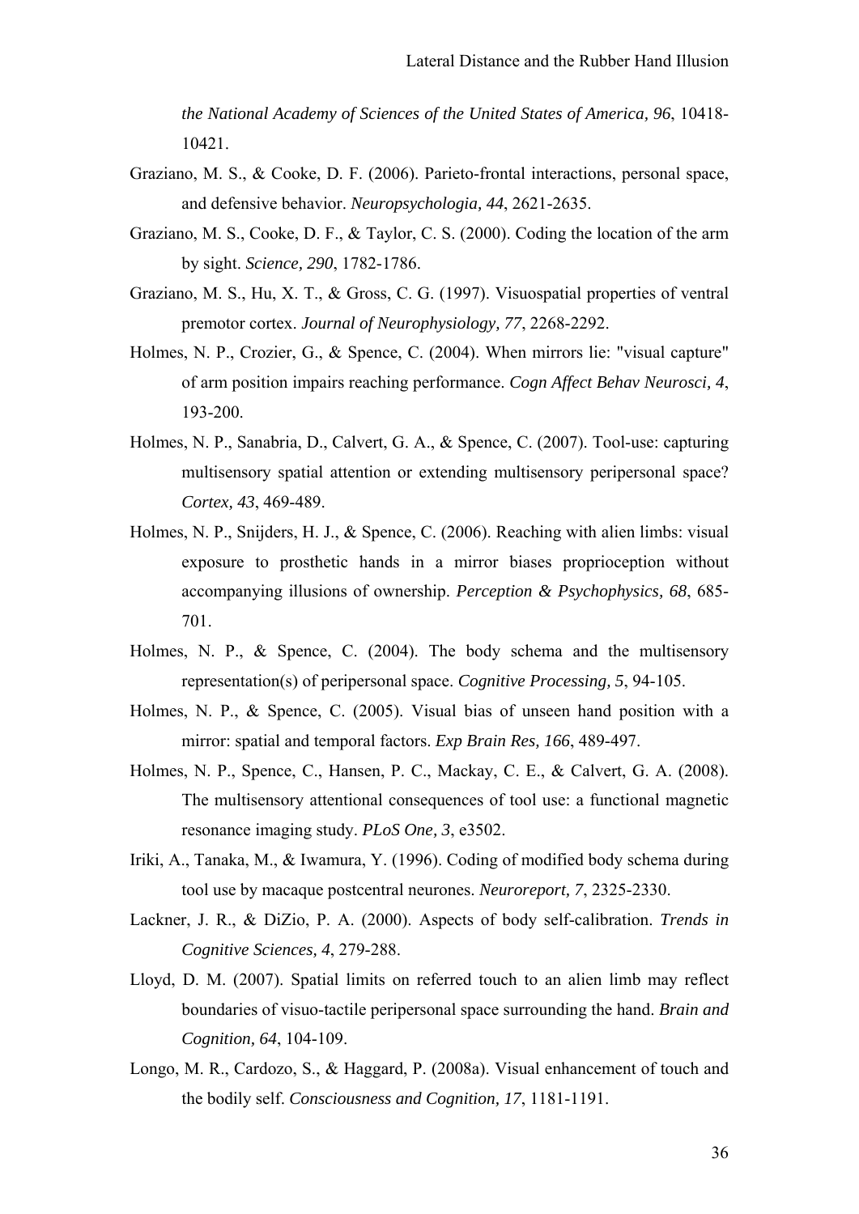*the National Academy of Sciences of the United States of America, 96*, 10418-10421.

Graziano, M. S., & Cooke, D. F. (2006). Parieto-frontal interactions, personal space, and defensive behavior. *Neuropsychologia, 44*, 2621-2635.

Graziano, M. S., Cooke, D. F., & Taylor, C. S. (2000). Coding the location of the arm by sight. *Science, 290*, 1782-1786.

Graziano, M. S., Hu, X. T., & Gross, C. G. (1997). Visuospatial properties of ventral premotor cortex. *Journal of Neurophysiology, 77*, 2268-2292.

Holmes, N. P., Crozier, G., & Spence, C. (2004). When mirrors lie: "visual capture" of arm position impairs reaching performance. *Cogn Affect Behav Neurosci, 4*, 193-200.

Holmes, N. P., Sanabria, D., Calvert, G. A., & Spence, C. (2007). Tool-use: capturing multisensory spatial attention or extending multisensory peripersonal space? *Cortex, 43*, 469-489.

Holmes, N. P., Snijders, H. J., & Spence, C. (2006). Reaching with alien limbs: visual exposure to prosthetic hands in a mirror biases proprioception without accompanying illusions of ownership. *Perception & Psychophysics, 68*, 685-701.

Holmes, N. P., & Spence, C. (2004). The body schema and the multisensory representation(s) of peripersonal space. *Cognitive Processing, 5*, 94-105.

Holmes, N. P., & Spence, C. (2005). Visual bias of unseen hand position with a mirror: spatial and temporal factors. *Exp Brain Res, 166*, 489-497.

Holmes, N. P., Spence, C., Hansen, P. C., Mackay, C. E., & Calvert, G. A. (2008). The multisensory attentional consequences of tool use: a functional magnetic resonance imaging study. *PLoS One, 3*, e3502.

Iriki, A., Tanaka, M., & Iwamura, Y. (1996). Coding of modified body schema during tool use by macaque postcentral neurones. *Neuroreport, 7*, 2325-2330.

Lackner, J. R., & DiZio, P. A. (2000). Aspects of body self-calibration. *Trends in Cognitive Sciences, 4*, 279-288.

Lloyd, D. M. (2007). Spatial limits on referred touch to an alien limb may reflect boundaries of visuo-tactile peripersonal space surrounding the hand. *Brain and Cognition, 64*, 104-109.

Longo, M. R., Cardozo, S., & Haggard, P. (2008a). Visual enhancement of touch and the bodily self. *Consciousness and Cognition, 17*, 1181-1191.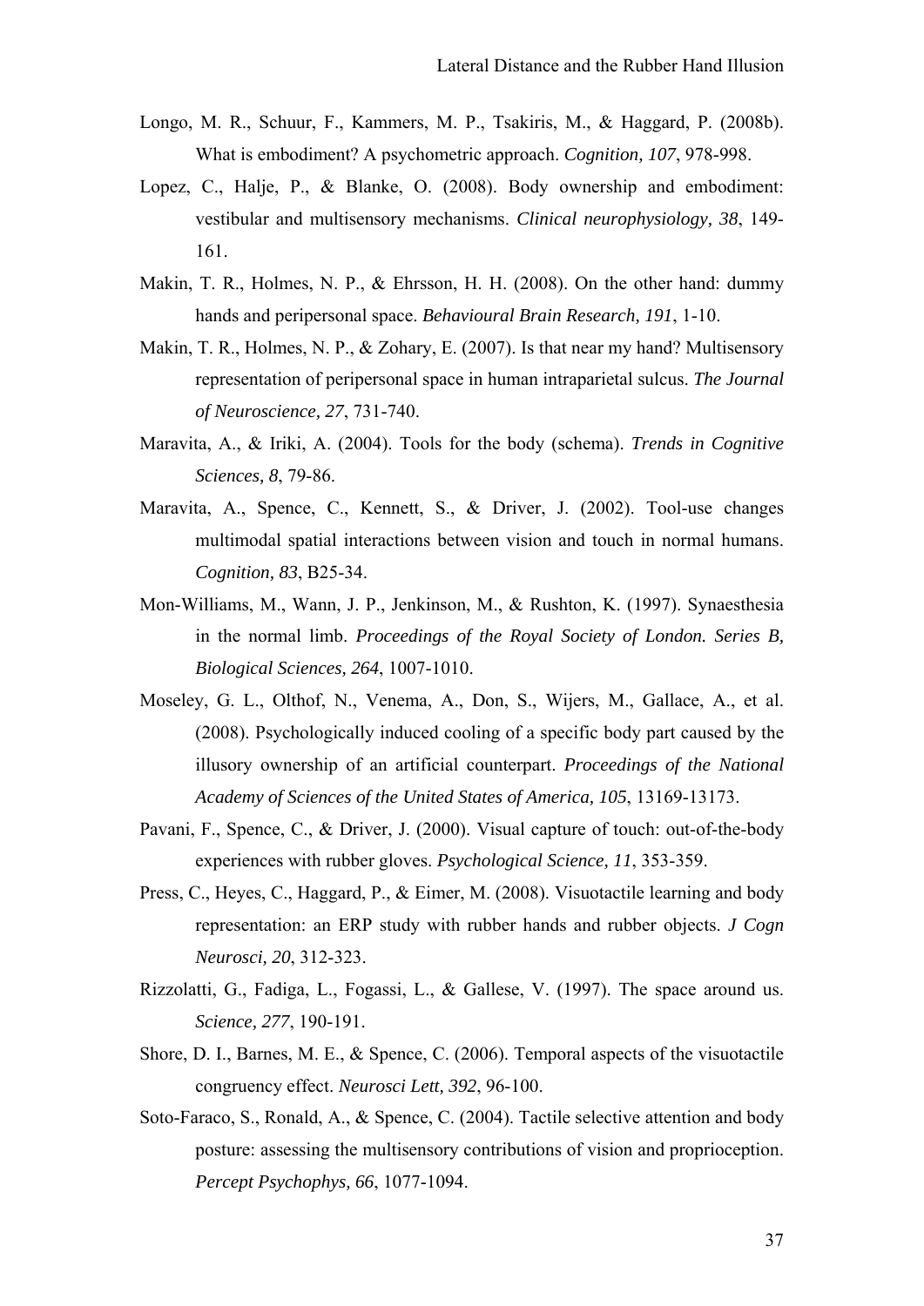Longo, M. R., Schuur, F., Kammers, M. P., Tsakiris, M., & Haggard, P. (2008b). What is embodiment? A psychometric approach. *Cognition, 107*, 978-998.

Lopez, C., Halje, P., & Blanke, O. (2008). Body ownership and embodiment: vestibular and multisensory mechanisms. *Clinical neurophysiology, 38*, 149-161.

Makin, T. R., Holmes, N. P., & Ehrsson, H. H. (2008). On the other hand: dummy hands and peripersonal space. *Behavioural Brain Research, 191*, 1-10.

Makin, T. R., Holmes, N. P., & Zohary, E. (2007). Is that near my hand? Multisensory representation of peripersonal space in human intraparietal sulcus. *The Journal of Neuroscience, 27*, 731-740.

Maravita, A., & Iriki, A. (2004). Tools for the body (schema). *Trends in Cognitive Sciences, 8*, 79-86.

Maravita, A., Spence, C., Kennett, S., & Driver, J. (2002). Tool-use changes multimodal spatial interactions between vision and touch in normal humans. *Cognition, 83*, B25-34.

Mon-Williams, M., Wann, J. P., Jenkinson, M., & Rushton, K. (1997). Synaesthesia in the normal limb. *Proceedings of the Royal Society of London. Series B, Biological Sciences, 264*, 1007-1010.

Moseley, G. L., Olthof, N., Venema, A., Don, S., Wijers, M., Gallace, A., et al. (2008). Psychologically induced cooling of a specific body part caused by the illusory ownership of an artificial counterpart. *Proceedings of the National Academy of Sciences of the United States of America, 105*, 13169-13173.

Pavani, F., Spence, C., & Driver, J. (2000). Visual capture of touch: out-of-the-body experiences with rubber gloves. *Psychological Science, 11*, 353-359.

Press, C., Heyes, C., Haggard, P., & Eimer, M. (2008). Visuotactile learning and body representation: an ERP study with rubber hands and rubber objects. *J Cogn Neurosci, 20*, 312-323.

Rizzolatti, G., Fadiga, L., Fogassi, L., & Gallese, V. (1997). The space around us. *Science, 277*, 190-191.

Shore, D. I., Barnes, M. E., & Spence, C. (2006). Temporal aspects of the visuotactile congruency effect. *Neurosci Lett, 392*, 96-100.

Soto-Faraco, S., Ronald, A., & Spence, C. (2004). Tactile selective attention and body posture: assessing the multisensory contributions of vision and proprioception. *Percept Psychophys, 66*, 1077-1094.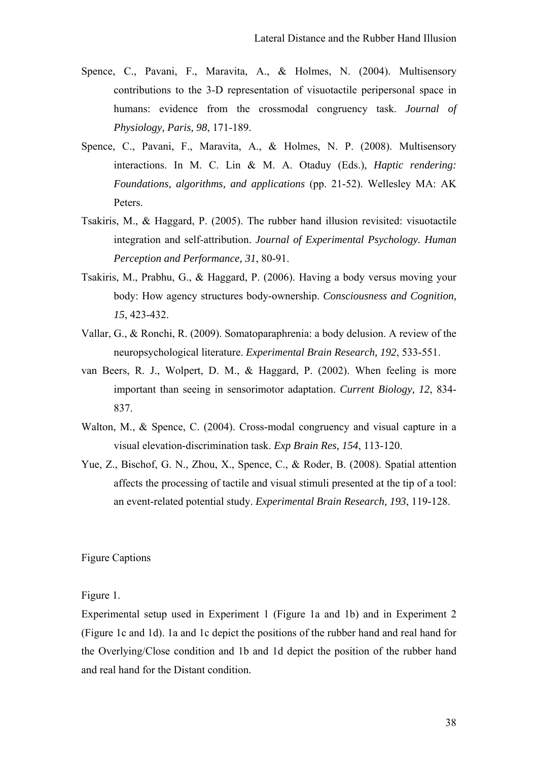Spence, C., Pavani, F., Maravita, A., & Holmes, N. (2004). Multisensory contributions to the 3-D representation of visuotactile peripersonal space in humans: evidence from the crossmodal congruency task. *Journal of Physiology, Paris, 98*, 171-189.

Spence, C., Pavani, F., Maravita, A., & Holmes, N. P. (2008). Multisensory interactions. In M. C. Lin & M. A. Otaduy (Eds.), *Haptic rendering: Foundations, algorithms, and applications* (pp. 21-52). Wellesley MA: AK Peters.

Tsakiris, M., & Haggard, P. (2005). The rubber hand illusion revisited: visuotactile integration and self-attribution. *Journal of Experimental Psychology. Human Perception and Performance, 31*, 80-91.

Tsakiris, M., Prabhu, G., & Haggard, P. (2006). Having a body versus moving your body: How agency structures body-ownership. *Consciousness and Cognition, 15*, 423-432.

Vallar, G., & Ronchi, R. (2009). Somatoparaphrenia: a body delusion. A review of the neuropsychological literature. *Experimental Brain Research, 192*, 533-551.

van Beers, R. J., Wolpert, D. M., & Haggard, P. (2002). When feeling is more important than seeing in sensorimotor adaptation. *Current Biology, 12*, 834-837.

Walton, M., & Spence, C. (2004). Cross-modal congruency and visual capture in a visual elevation-discrimination task. *Exp Brain Res, 154*, 113-120.

Yue, Z., Bischof, G. N., Zhou, X., Spence, C., & Roder, B. (2008). Spatial attention affects the processing of tactile and visual stimuli presented at the tip of a tool: an event-related potential study. *Experimental Brain Research, 193*, 119-128.

Figure Captions

Figure 1.

Experimental setup used in Experiment 1 (Figure 1a and 1b) and in Experiment 2 (Figure 1c and 1d). 1a and 1c depict the positions of the rubber hand and real hand for the Overlying/Close condition and 1b and 1d depict the position of the rubber hand and real hand for the Distant condition.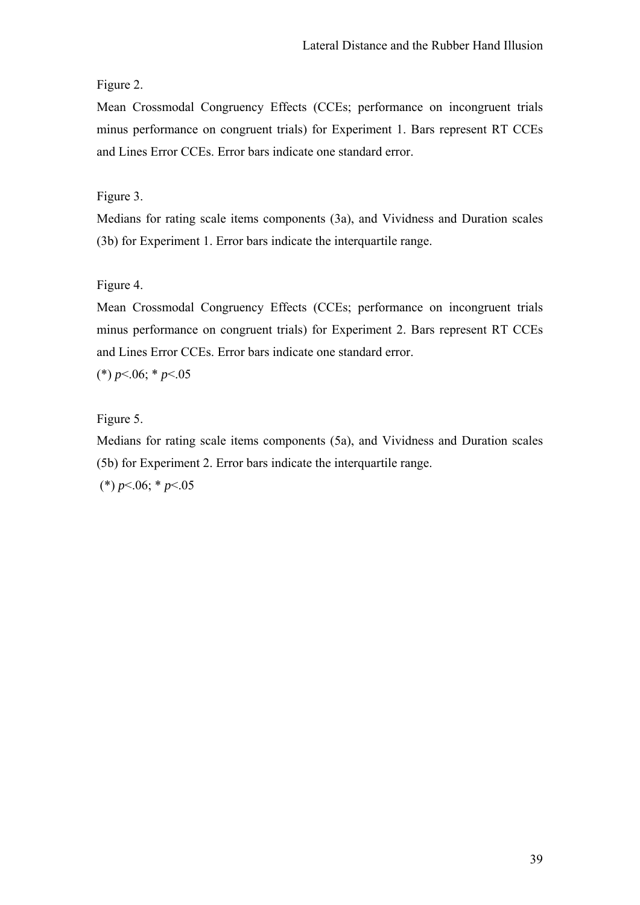Figure 2.

Mean Crossmodal Congruency Effects (CCEs; performance on incongruent trials minus performance on congruent trials) for Experiment 1. Bars represent RT CCEs and Lines Error CCEs. Error bars indicate one standard error.

Figure 3.

Medians for rating scale items components (3a), and Vividness and Duration scales (3b) for Experiment 1. Error bars indicate the interquartile range.

Figure 4.

Mean Crossmodal Congruency Effects (CCEs; performance on incongruent trials minus performance on congruent trials) for Experiment 2. Bars represent RT CCEs and Lines Error CCEs. Error bars indicate one standard error.

(*) $p<.06$; * $p<.05$

Figure 5.

Medians for rating scale items components (5a), and Vividness and Duration scales (5b) for Experiment 2. Error bars indicate the interquartile range.

(*) $p<.06$; * $p<.05$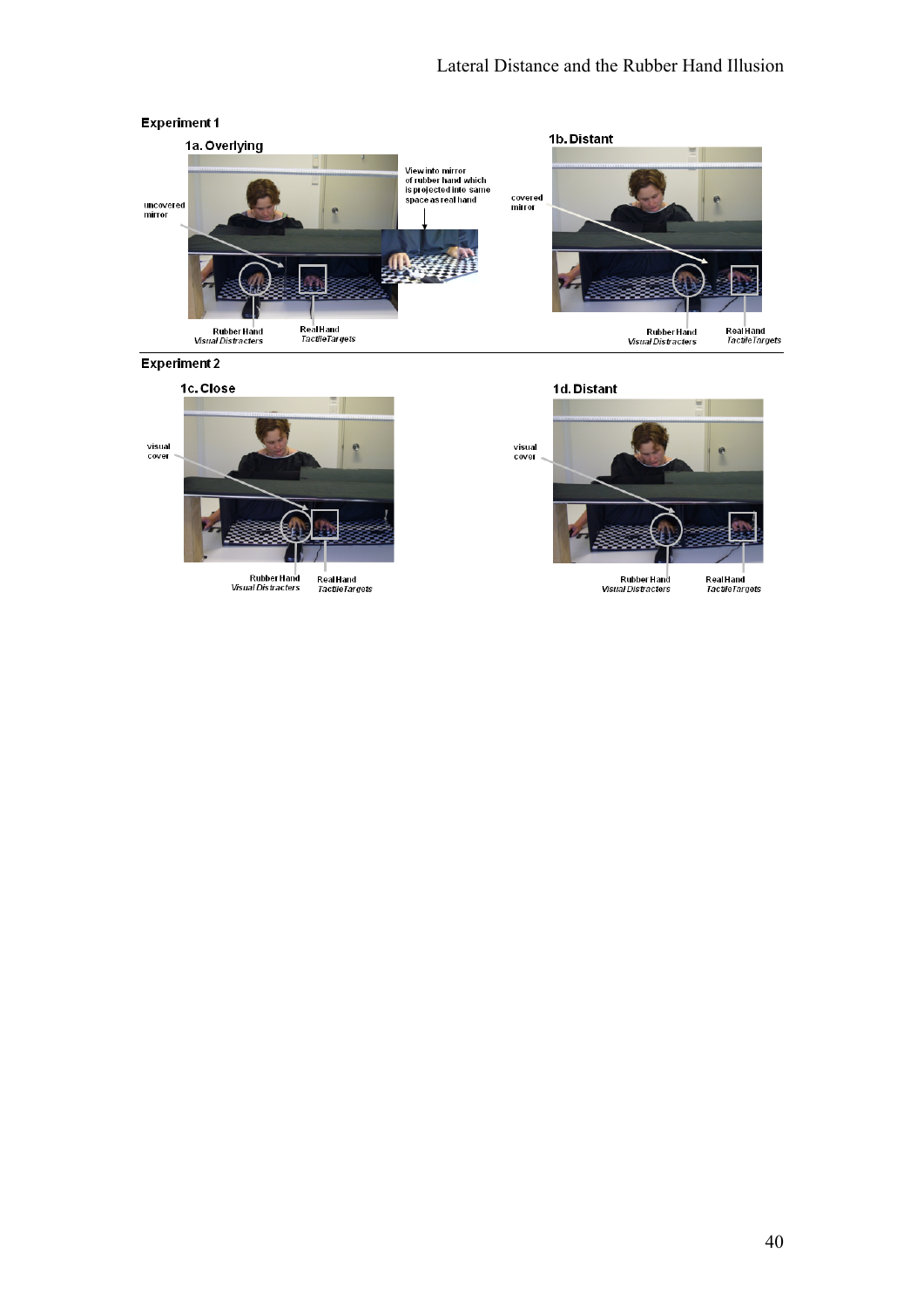**Experiment 1**

**1a. Overlying**

uncovered mirror

View into mirror of rubber hand which is projected into same space as real hand

Rubber Hand *Visual Distracters*

Real Hand *Tactile Targets*

**1b. Distant**

covered mirror

Rubber Hand *Visual Distracters*

Real Hand *Tactile Targets*

**Experiment 2**

**1c. Close**

visual cover

Rubber Hand *Visual Distracters*

Real Hand *Tactile Targets*

**1d. Distant**

visual cover

Rubber Hand *Visual Distracters*

Real Hand *Tactile Targets*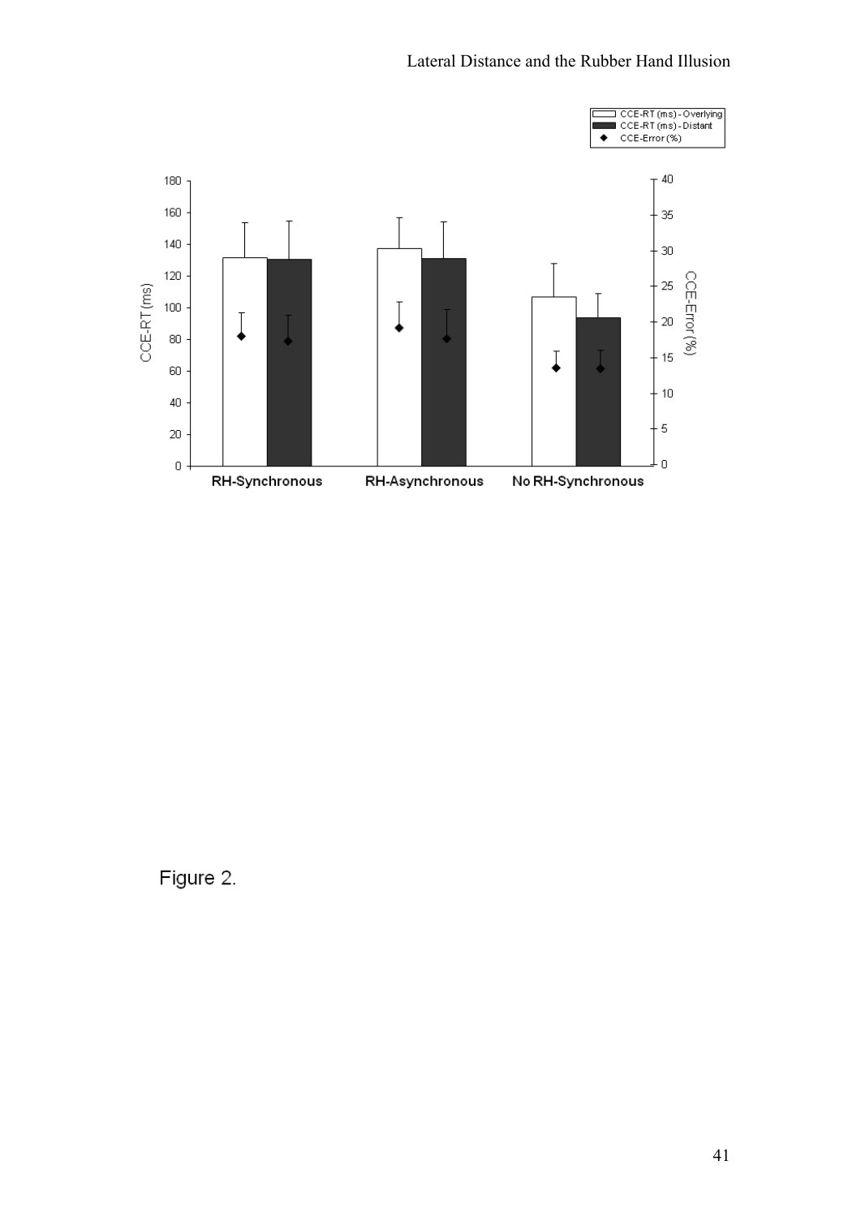Figure 2.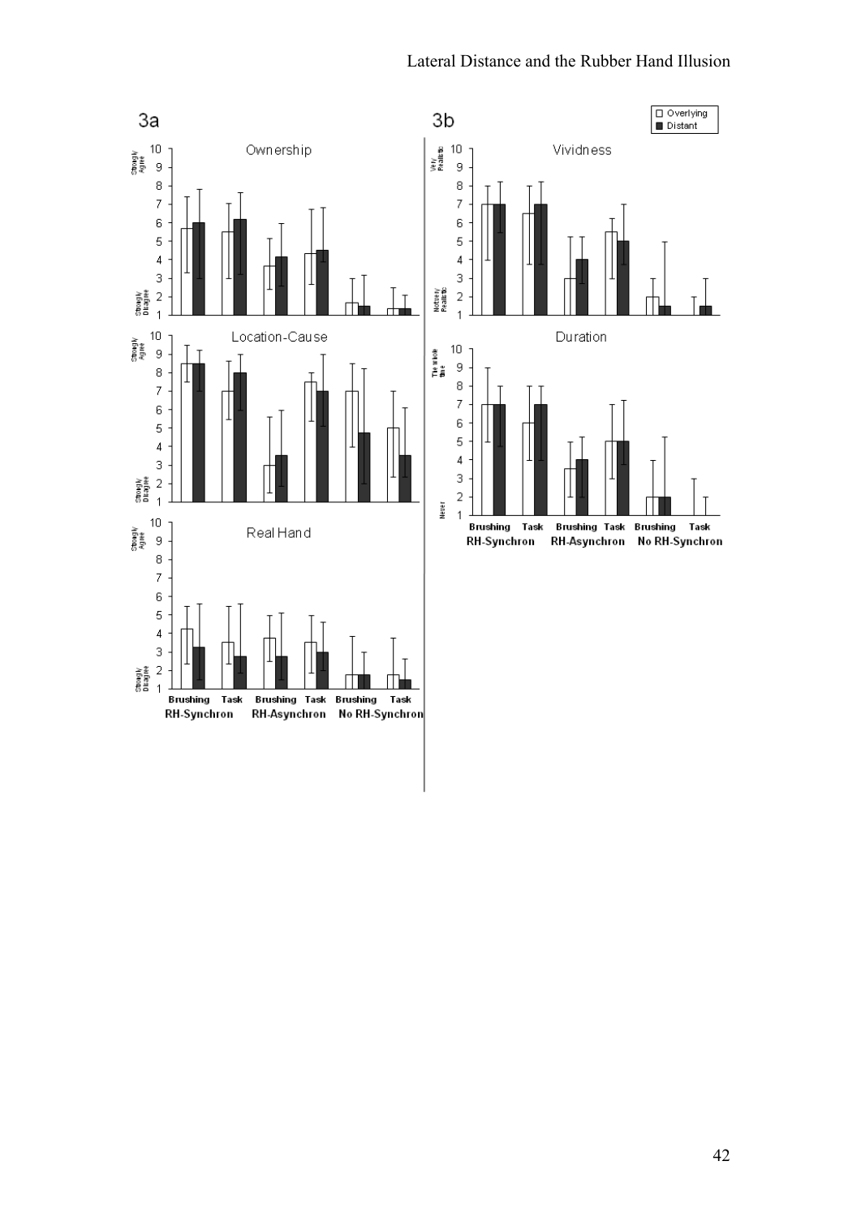3a

3b

Overlying
Distant

Ownership

Location-Cause

Real Hand

Vividness

Duration

Strongly Agree

Strongly Disagree

Very Realistic

Not very Realistic

The whole time

Never

Brushing Task Brushing Task Brushing Task

RH-Synchron RH-Asynchron No RH-Synchron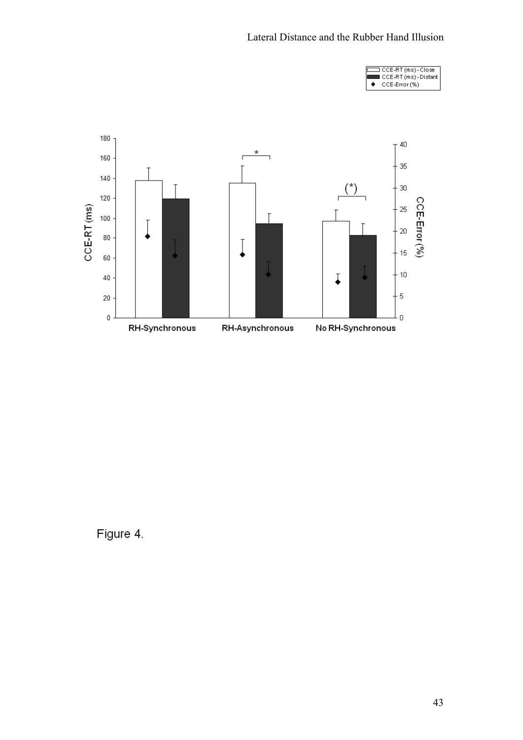Figure 4.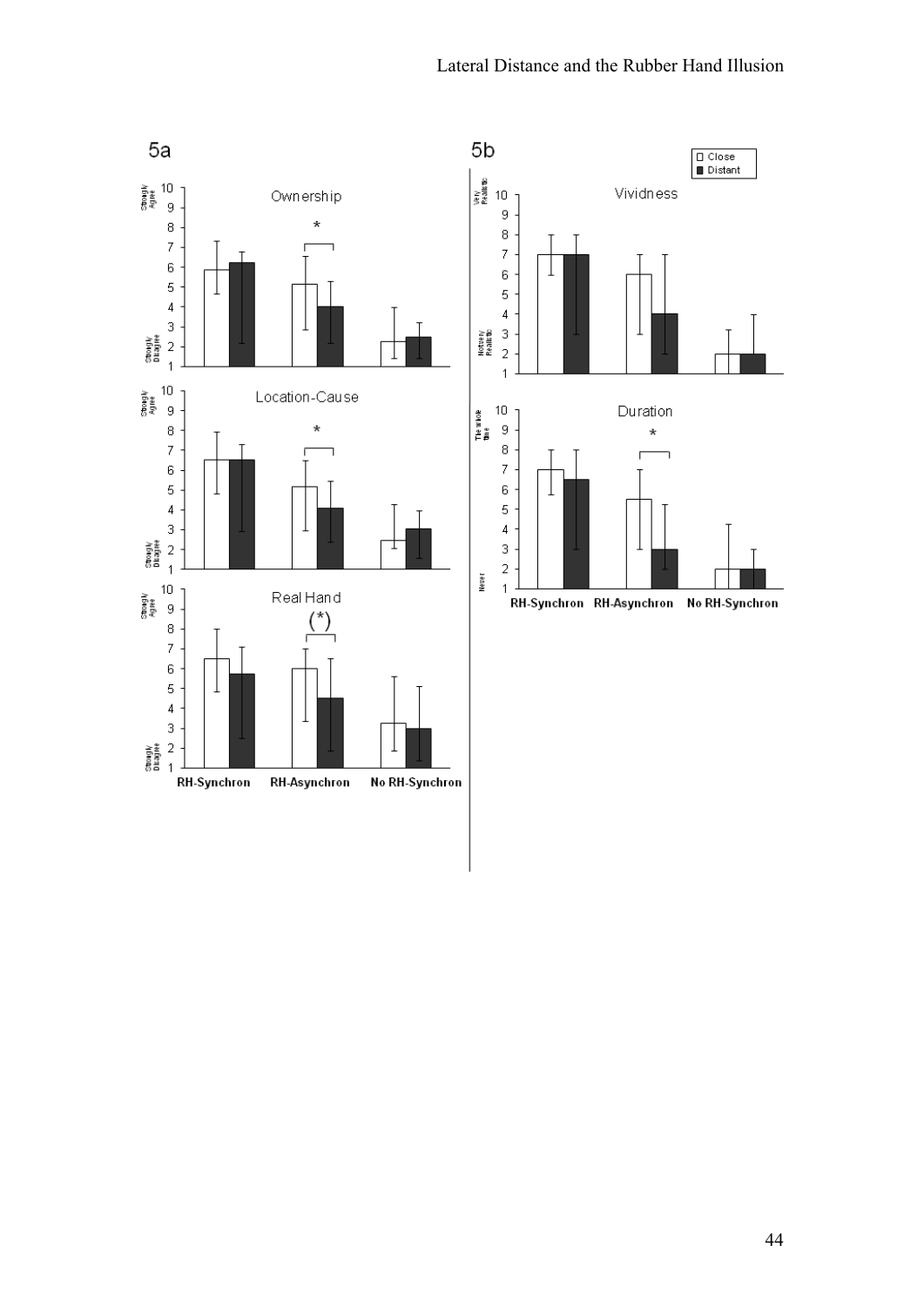5a

Strongly Agree

Strongly Disagree

Ownership

10
9
8
7
6
5
4
3
2
1

*

Location-Cause

*

Real Hand

(*)

RH-Synchron RH-Asynchron No RH-Synchron

5b

Close
Distant

Vividness

Very Realistic

Not very Realistic

Duration

The whole time

Never

*

RH-Synchron RH-Asynchron No RH-Synchron